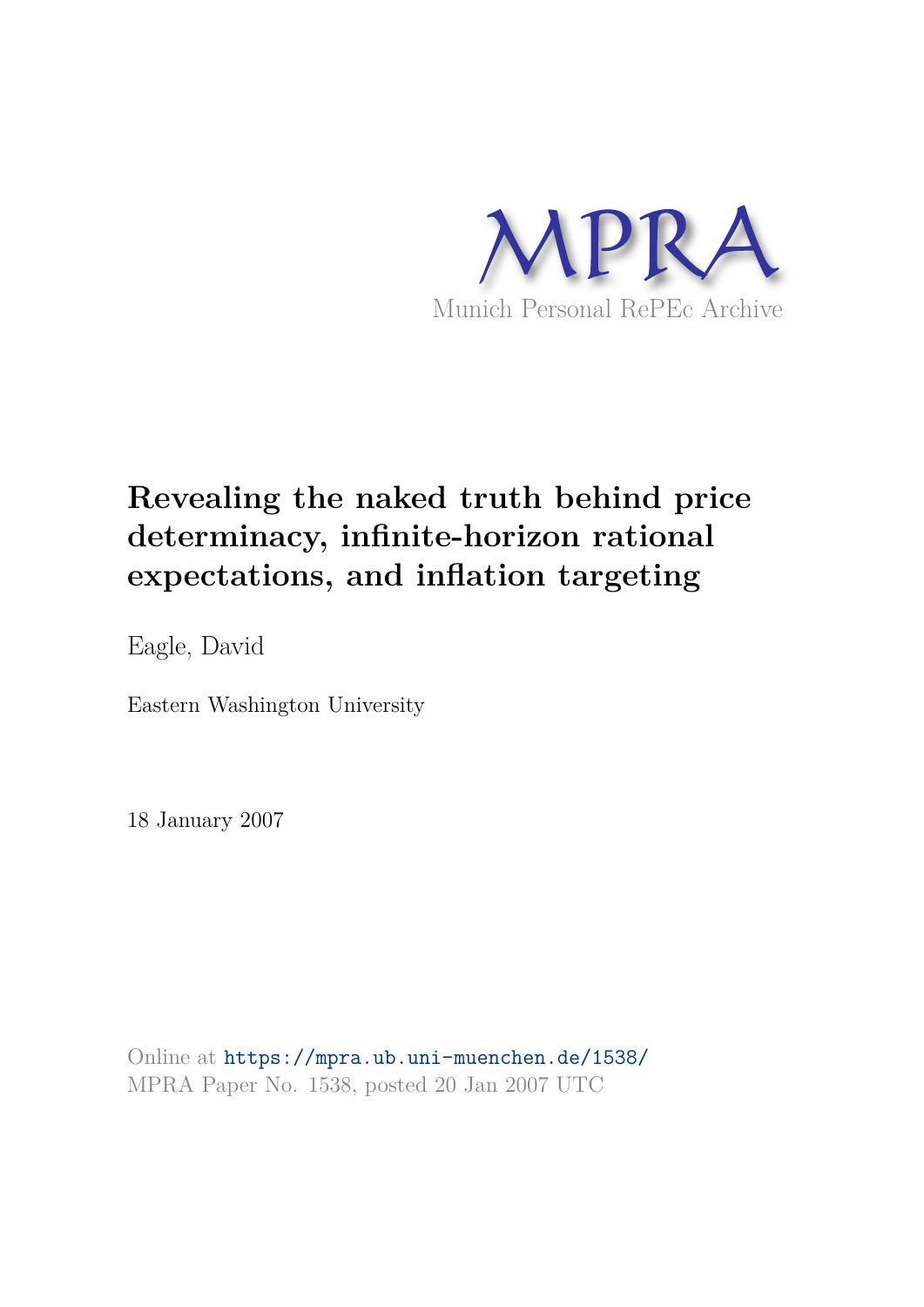MPRA

Munich Personal RePEc Archive

# Revealing the naked truth behind price determinacy, infinite-horizon rational expectations, and inflation targeting

Eagle, David

Eastern Washington University

18 January 2007

Online at https://mpra.ub.uni-muenchen.de/1538/
MPRA Paper No. 1538, posted 20 Jan 2007 UTC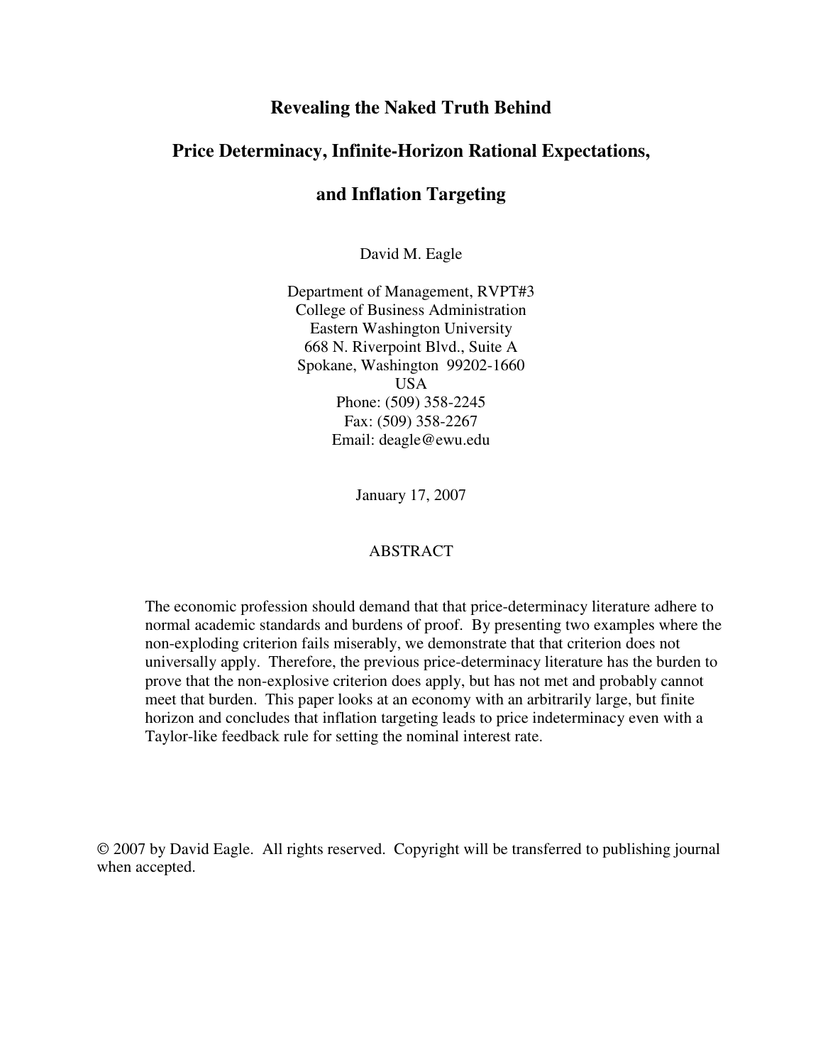# Revealing the Naked Truth Behind

# Price Determinacy, Infinite-Horizon Rational Expectations,

# and Inflation Targeting

David M. Eagle

Department of Management, RVPT#3
College of Business Administration
Eastern Washington University
668 N. Riverpoint Blvd., Suite A
Spokane, Washington 99202-1660
USA
Phone: (509) 358-2245
Fax: (509) 358-2267
Email: deagle@ewu.edu

January 17, 2007

## ABSTRACT

The economic profession should demand that that price-determinacy literature adhere to normal academic standards and burdens of proof. By presenting two examples where the non-exploding criterion fails miserably, we demonstrate that that criterion does not universally apply. Therefore, the previous price-determinacy literature has the burden to prove that the non-explosive criterion does apply, but has not met and probably cannot meet that burden. This paper looks at an economy with an arbitrarily large, but finite horizon and concludes that inflation targeting leads to price indeterminacy even with a Taylor-like feedback rule for setting the nominal interest rate.

© 2007 by David Eagle. All rights reserved. Copyright will be transferred to publishing journal when accepted.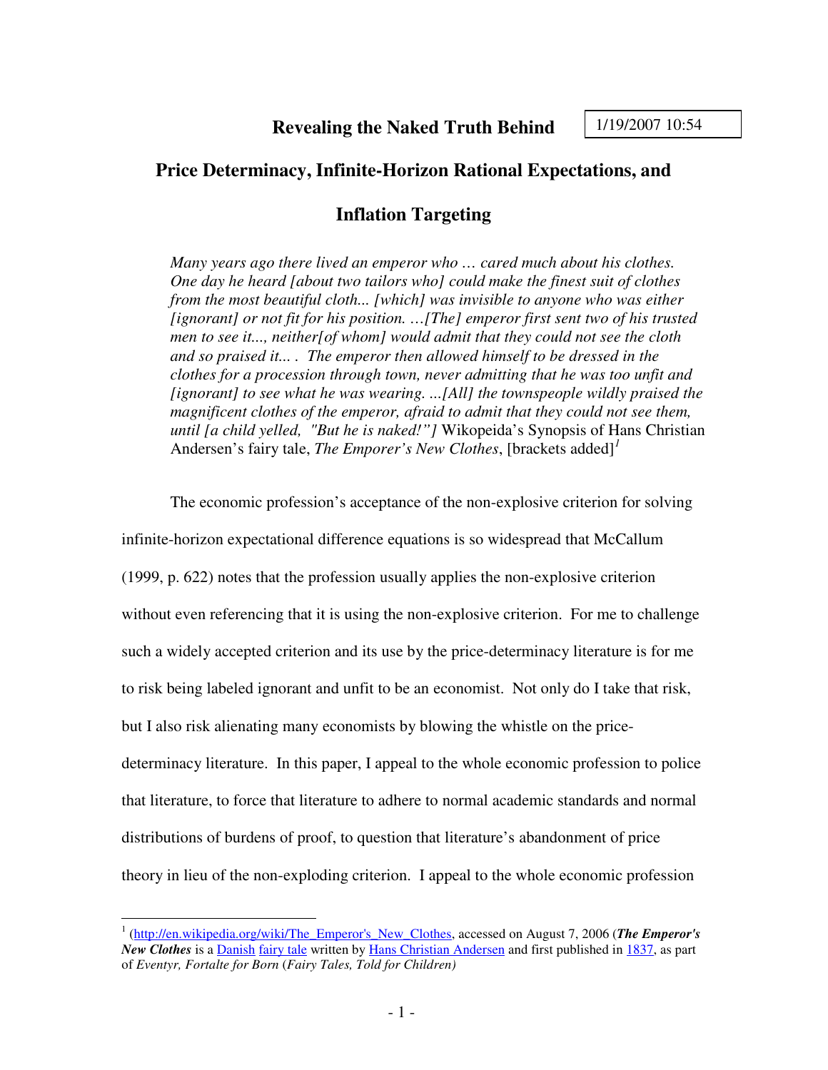1/19/2007 10:54

# Revealing the Naked Truth Behind Price Determinacy, Infinite-Horizon Rational Expectations, and Inflation Targeting

> *Many years ago there lived an emperor who … cared much about his clothes. One day he heard [about two tailors who] could make the finest suit of clothes from the most beautiful cloth... [which] was invisible to anyone who was either [ignorant] or not fit for his position. …[The] emperor first sent two of his trusted men to see it..., neither[of whom] would admit that they could not see the cloth and so praised it... . The emperor then allowed himself to be dressed in the clothes for a procession through town, never admitting that he was too unfit and [ignorant] to see what he was wearing. ...[All] the townspeople wildly praised the magnificent clothes of the emperor, afraid to admit that they could not see them, until [a child yelled, "But he is naked!"]* Wikopeida's Synopsis of Hans Christian Andersen's fairy tale, *The Emporer's New Clothes*, [brackets added][1]

The economic profession's acceptance of the non-explosive criterion for solving infinite-horizon expectational difference equations is so widespread that McCallum (1999, p. 622) notes that the profession usually applies the non-explosive criterion without even referencing that it is using the non-explosive criterion. For me to challenge such a widely accepted criterion and its use by the price-determinacy literature is for me to risk being labeled ignorant and unfit to be an economist. Not only do I take that risk, but I also risk alienating many economists by blowing the whistle on the price-determinacy literature. In this paper, I appeal to the whole economic profession to police that literature, to force that literature to adhere to normal academic standards and normal distributions of burdens of proof, to question that literature's abandonment of price theory in lieu of the non-exploding criterion. I appeal to the whole economic profession

---

[1] (http://en.wikipedia.org/wiki/The_Emperor's_New_Clothes, accessed on August 7, 2006 (***The Emperor's New Clothes*** is a Danish fairy tale written by Hans Christian Andersen and first published in 1837, as part of *Eventyr, Fortalte for Born* (*Fairy Tales, Told for Children)*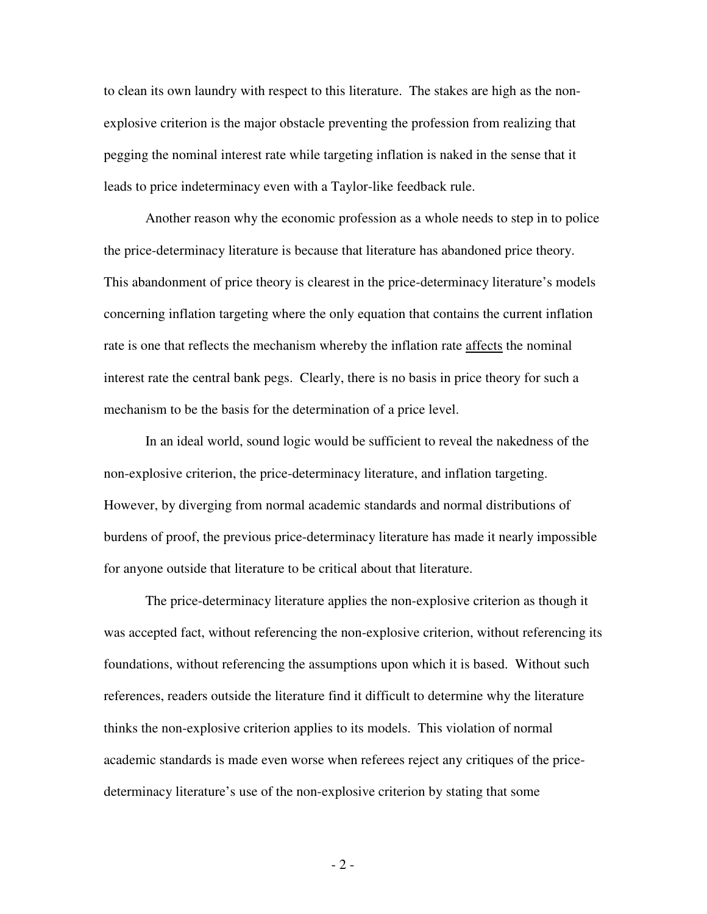to clean its own laundry with respect to this literature. The stakes are high as the non-explosive criterion is the major obstacle preventing the profession from realizing that pegging the nominal interest rate while targeting inflation is naked in the sense that it leads to price indeterminacy even with a Taylor-like feedback rule.

Another reason why the economic profession as a whole needs to step in to police the price-determinacy literature is because that literature has abandoned price theory. This abandonment of price theory is clearest in the price-determinacy literature's models concerning inflation targeting where the only equation that contains the current inflation rate is one that reflects the mechanism whereby the inflation rate <u>affects</u> the nominal interest rate the central bank pegs. Clearly, there is no basis in price theory for such a mechanism to be the basis for the determination of a price level.

In an ideal world, sound logic would be sufficient to reveal the nakedness of the non-explosive criterion, the price-determinacy literature, and inflation targeting. However, by diverging from normal academic standards and normal distributions of burdens of proof, the previous price-determinacy literature has made it nearly impossible for anyone outside that literature to be critical about that literature.

The price-determinacy literature applies the non-explosive criterion as though it was accepted fact, without referencing the non-explosive criterion, without referencing its foundations, without referencing the assumptions upon which it is based. Without such references, readers outside the literature find it difficult to determine why the literature thinks the non-explosive criterion applies to its models. This violation of normal academic standards is made even worse when referees reject any critiques of the price-determinacy literature's use of the non-explosive criterion by stating that some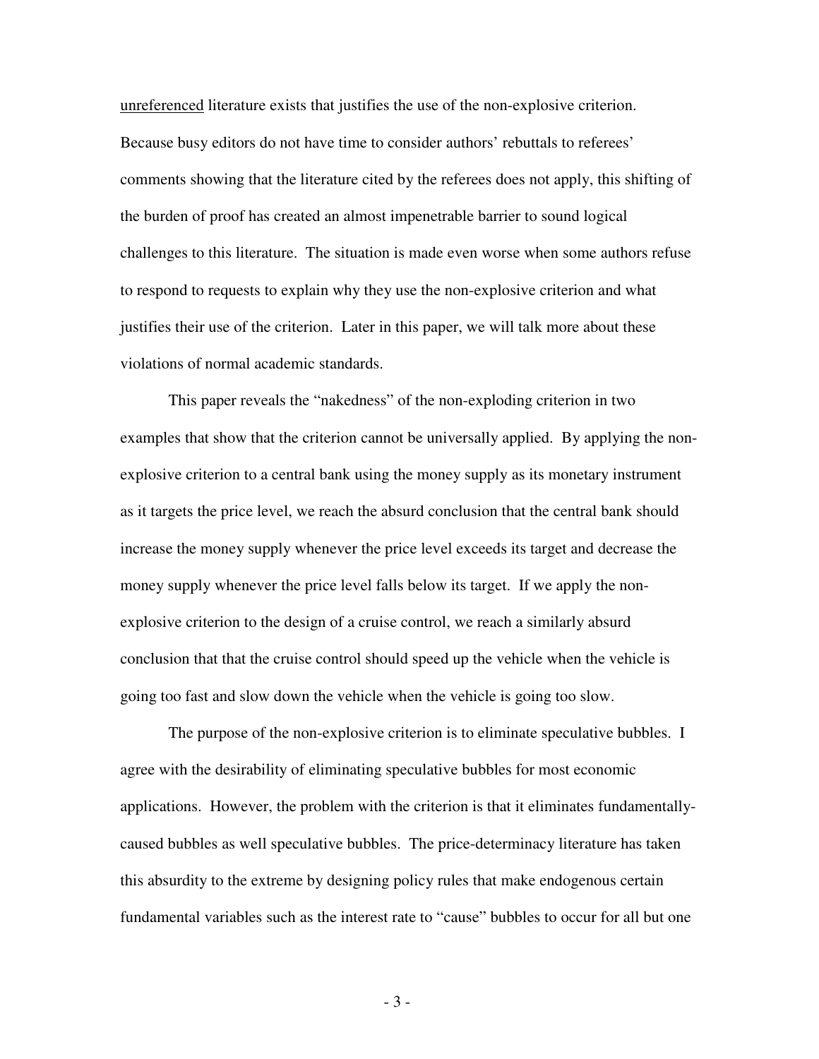<u>unreferenced</u> literature exists that justifies the use of the non-explosive criterion. Because busy editors do not have time to consider authors' rebuttals to referees' comments showing that the literature cited by the referees does not apply, this shifting of the burden of proof has created an almost impenetrable barrier to sound logical challenges to this literature. The situation is made even worse when some authors refuse to respond to requests to explain why they use the non-explosive criterion and what justifies their use of the criterion. Later in this paper, we will talk more about these violations of normal academic standards.

This paper reveals the "nakedness" of the non-exploding criterion in two examples that show that the criterion cannot be universally applied. By applying the non-explosive criterion to a central bank using the money supply as its monetary instrument as it targets the price level, we reach the absurd conclusion that the central bank should increase the money supply whenever the price level exceeds its target and decrease the money supply whenever the price level falls below its target. If we apply the non-explosive criterion to the design of a cruise control, we reach a similarly absurd conclusion that that the cruise control should speed up the vehicle when the vehicle is going too fast and slow down the vehicle when the vehicle is going too slow.

The purpose of the non-explosive criterion is to eliminate speculative bubbles. I agree with the desirability of eliminating speculative bubbles for most economic applications. However, the problem with the criterion is that it eliminates fundamentally-caused bubbles as well speculative bubbles. The price-determinacy literature has taken this absurdity to the extreme by designing policy rules that make endogenous certain fundamental variables such as the interest rate to "cause" bubbles to occur for all but one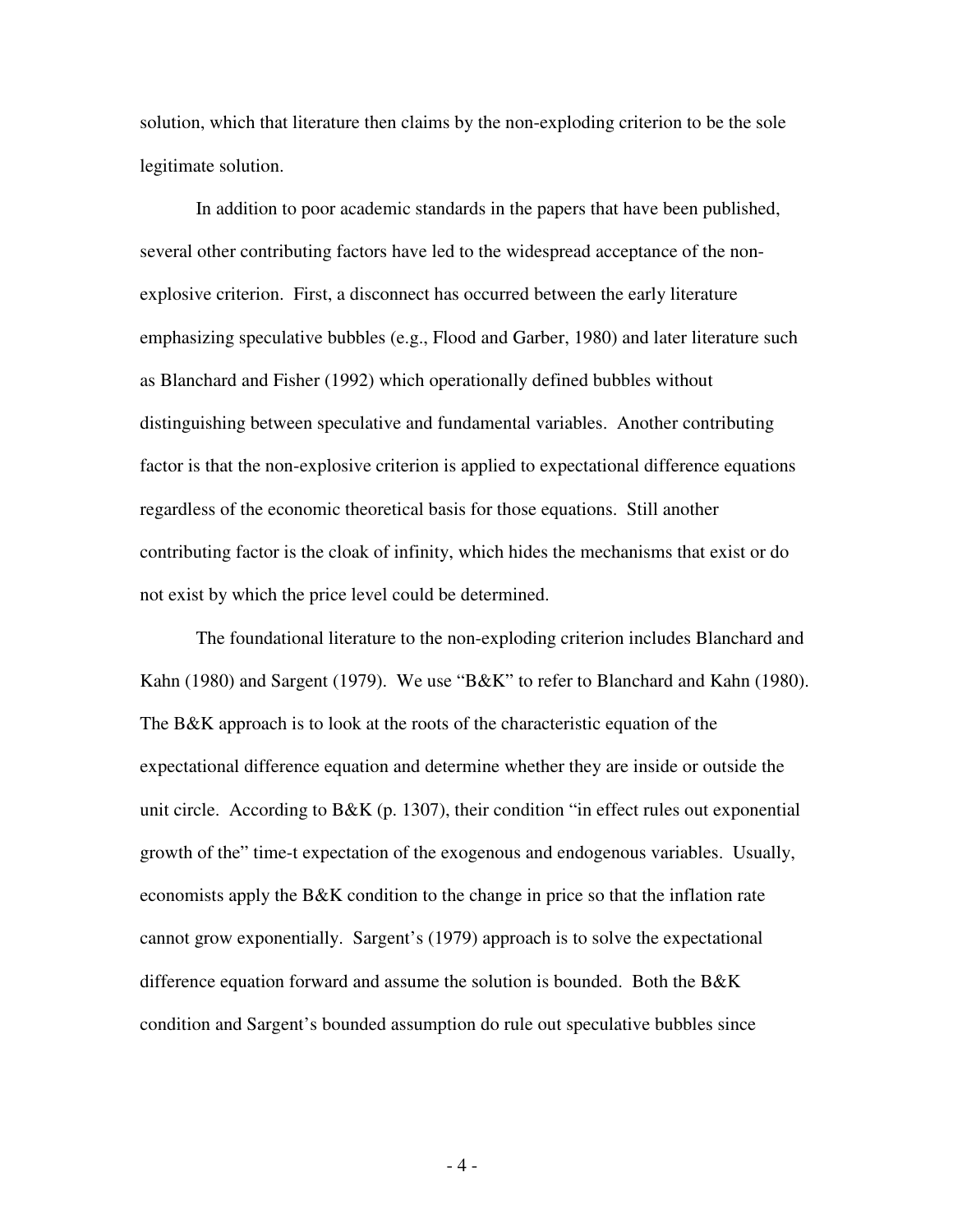solution, which that literature then claims by the non-exploding criterion to be the sole legitimate solution.

In addition to poor academic standards in the papers that have been published, several other contributing factors have led to the widespread acceptance of the non-explosive criterion. First, a disconnect has occurred between the early literature emphasizing speculative bubbles (e.g., Flood and Garber, 1980) and later literature such as Blanchard and Fisher (1992) which operationally defined bubbles without distinguishing between speculative and fundamental variables. Another contributing factor is that the non-explosive criterion is applied to expectational difference equations regardless of the economic theoretical basis for those equations. Still another contributing factor is the cloak of infinity, which hides the mechanisms that exist or do not exist by which the price level could be determined.

The foundational literature to the non-exploding criterion includes Blanchard and Kahn (1980) and Sargent (1979). We use "B&K" to refer to Blanchard and Kahn (1980). The B&K approach is to look at the roots of the characteristic equation of the expectational difference equation and determine whether they are inside or outside the unit circle. According to B&K (p. 1307), their condition "in effect rules out exponential growth of the" time-t expectation of the exogenous and endogenous variables. Usually, economists apply the B&K condition to the change in price so that the inflation rate cannot grow exponentially. Sargent's (1979) approach is to solve the expectational difference equation forward and assume the solution is bounded. Both the B&K condition and Sargent's bounded assumption do rule out speculative bubbles since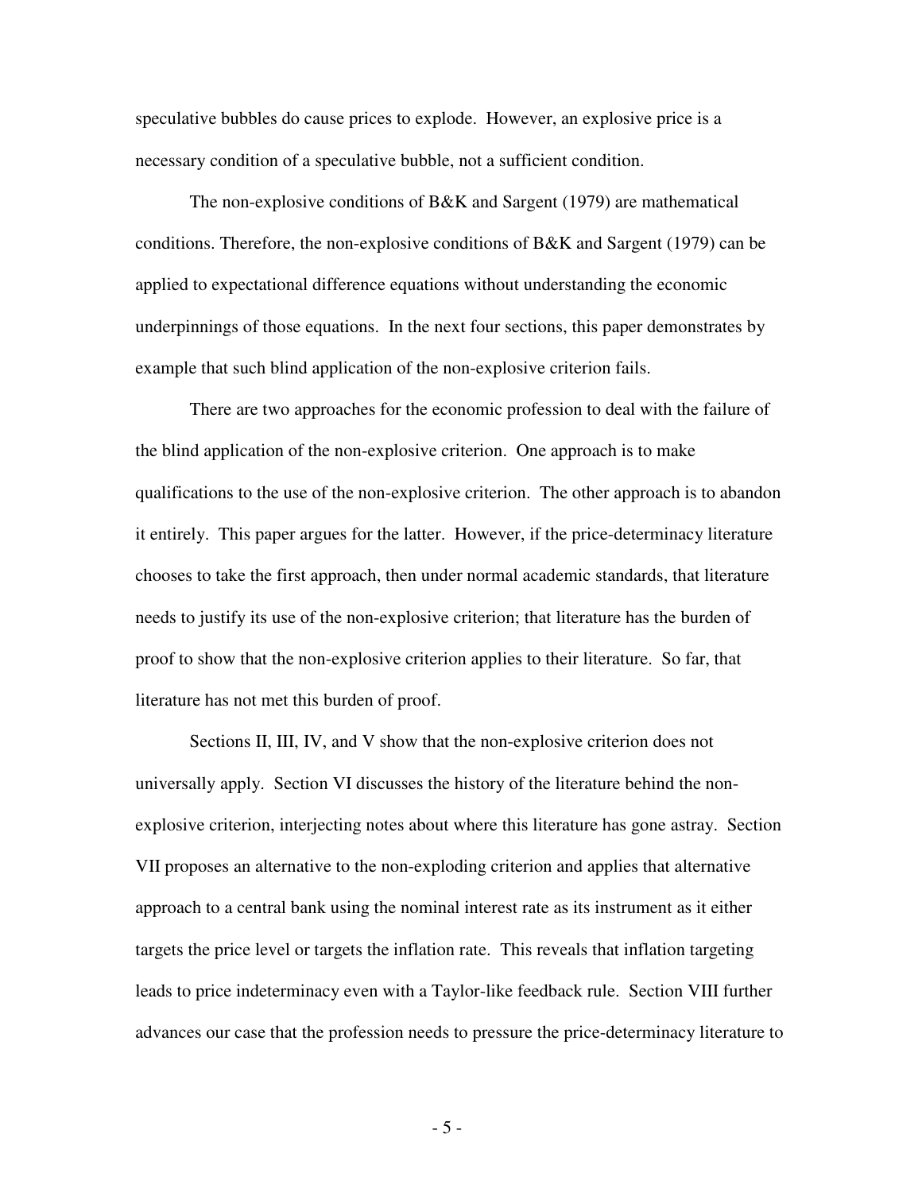speculative bubbles do cause prices to explode. However, an explosive price is a necessary condition of a speculative bubble, not a sufficient condition.

The non-explosive conditions of B&K and Sargent (1979) are mathematical conditions. Therefore, the non-explosive conditions of B&K and Sargent (1979) can be applied to expectational difference equations without understanding the economic underpinnings of those equations. In the next four sections, this paper demonstrates by example that such blind application of the non-explosive criterion fails.

There are two approaches for the economic profession to deal with the failure of the blind application of the non-explosive criterion. One approach is to make qualifications to the use of the non-explosive criterion. The other approach is to abandon it entirely. This paper argues for the latter. However, if the price-determinacy literature chooses to take the first approach, then under normal academic standards, that literature needs to justify its use of the non-explosive criterion; that literature has the burden of proof to show that the non-explosive criterion applies to their literature. So far, that literature has not met this burden of proof.

Sections II, III, IV, and V show that the non-explosive criterion does not universally apply. Section VI discusses the history of the literature behind the non-explosive criterion, interjecting notes about where this literature has gone astray. Section VII proposes an alternative to the non-exploding criterion and applies that alternative approach to a central bank using the nominal interest rate as its instrument as it either targets the price level or targets the inflation rate. This reveals that inflation targeting leads to price indeterminacy even with a Taylor-like feedback rule. Section VIII further advances our case that the profession needs to pressure the price-determinacy literature to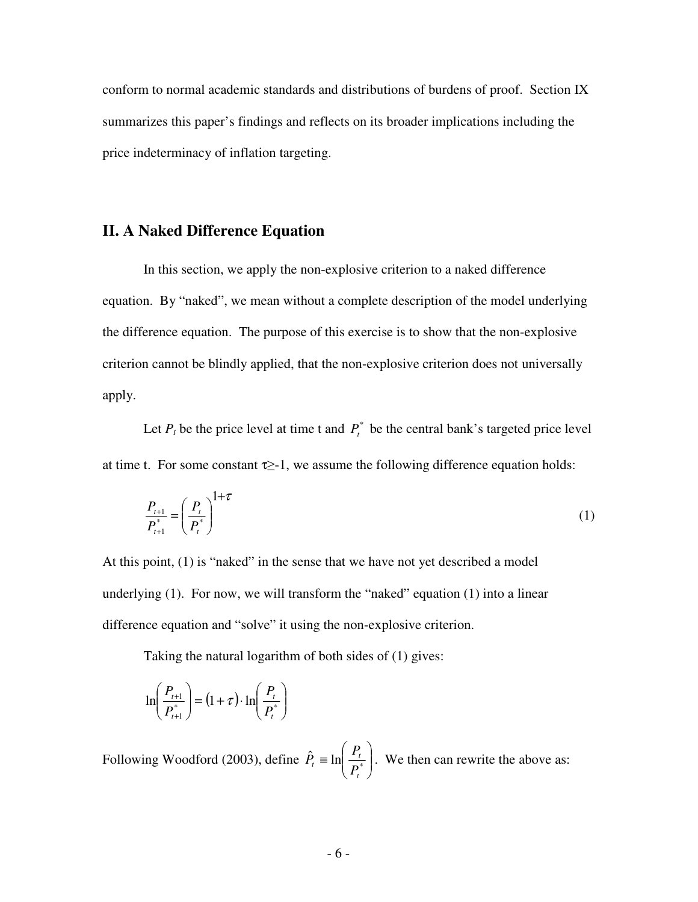conform to normal academic standards and distributions of burdens of proof. Section IX summarizes this paper's findings and reflects on its broader implications including the price indeterminacy of inflation targeting.

## II. A Naked Difference Equation

In this section, we apply the non-explosive criterion to a naked difference equation. By "naked", we mean without a complete description of the model underlying the difference equation. The purpose of this exercise is to show that the non-explosive criterion cannot be blindly applied, that the non-explosive criterion does not universally apply.

Let $P_t$ be the price level at time t and $P_t^*$ be the central bank's targeted price level at time t. For some constant $\tau \geq -1$, we assume the following difference equation holds:

$$\frac{P_{t+1}}{P_{t+1}^*} = \left(\frac{P_t}{P_t^*}\right)^{1+\tau} \tag{1}$$

At this point, (1) is "naked" in the sense that we have not yet described a model underlying (1). For now, we will transform the "naked" equation (1) into a linear difference equation and "solve" it using the non-explosive criterion.

Taking the natural logarithm of both sides of (1) gives:

$$\ln\left(\frac{P_{t+1}}{P_{t+1}^*}\right) = (1+\tau) \cdot \ln\left(\frac{P_t}{P_t^*}\right)$$

Following Woodford (2003), define $\hat{P}_t \equiv \ln\left(\frac{P_t}{P_t^*}\right)$. We then can rewrite the above as: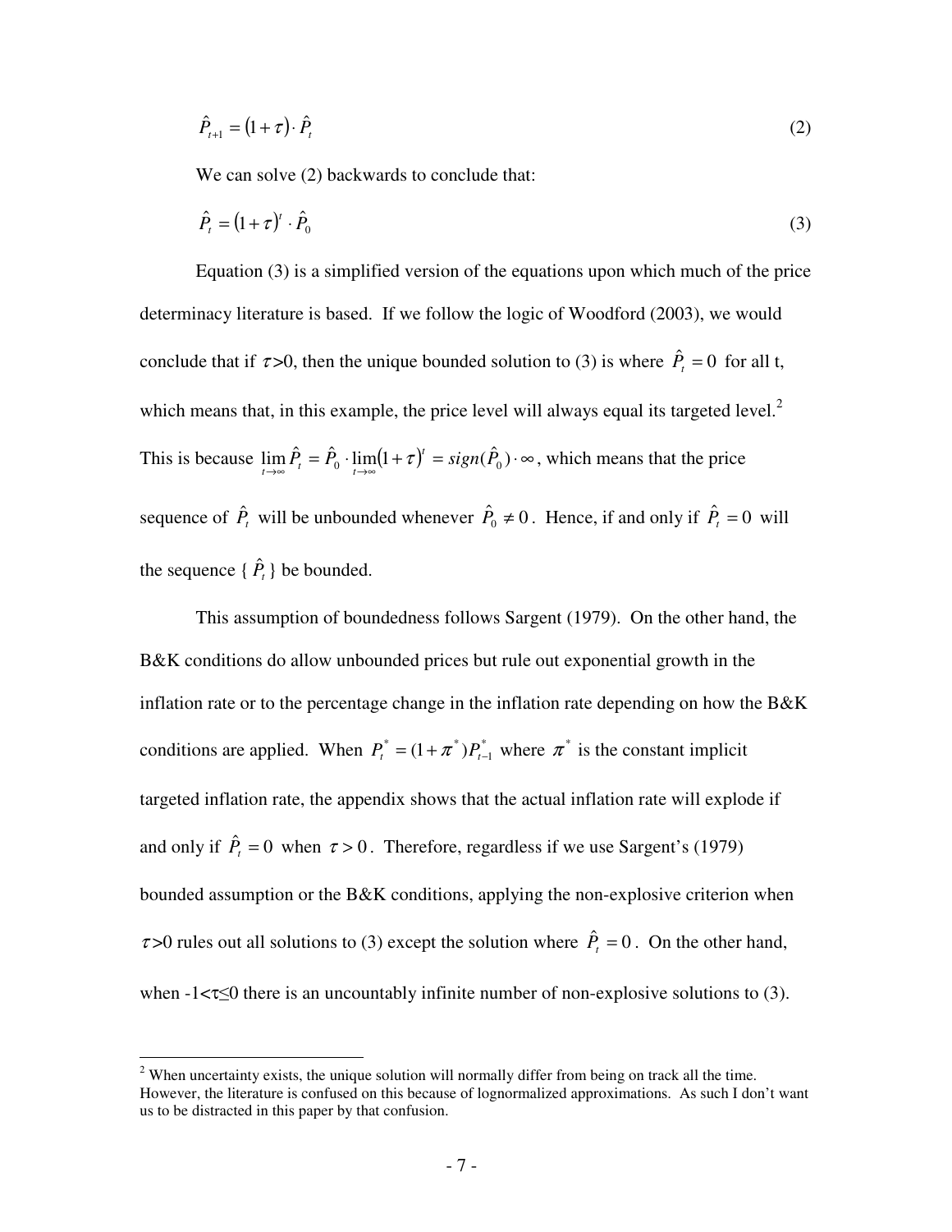$$\hat{P}_{t+1} = (1+\tau) \cdot \hat{P}_t \tag{2}$$

We can solve (2) backwards to conclude that:

$$\hat{P}_t = (1+\tau)^t \cdot \hat{P}_0 \tag{3}$$

Equation (3) is a simplified version of the equations upon which much of the price determinacy literature is based. If we follow the logic of Woodford (2003), we would conclude that if $\tau > 0$, then the unique bounded solution to (3) is where $\hat{P}_t = 0$ for all t, which means that, in this example, the price level will always equal its targeted level.[2] This is because $\lim_{t \to \infty} \hat{P}_t = \hat{P}_0 \cdot \lim_{t \to \infty} (1+\tau)^t = sign(\hat{P}_0) \cdot \infty$, which means that the price sequence of $\hat{P}_t$ will be unbounded whenever $\hat{P}_0 \neq 0$. Hence, if and only if $\hat{P}_t = 0$ will the sequence $\{\hat{P}_t\}$ be bounded.

This assumption of boundedness follows Sargent (1979). On the other hand, the B&K conditions do allow unbounded prices but rule out exponential growth in the inflation rate or to the percentage change in the inflation rate depending on how the B&K conditions are applied. When $P_t^* = (1+\pi^*)P_{t-1}^*$ where $\pi^*$ is the constant implicit targeted inflation rate, the appendix shows that the actual inflation rate will explode if and only if $\hat{P}_t = 0$ when $\tau > 0$. Therefore, regardless if we use Sargent's (1979) bounded assumption or the B&K conditions, applying the non-explosive criterion when $\tau > 0$ rules out all solutions to (3) except the solution where $\hat{P}_t = 0$. On the other hand, when $-1 < \tau \leq 0$ there is an uncountably infinite number of non-explosive solutions to (3).

[2] When uncertainty exists, the unique solution will normally differ from being on track all the time. However, the literature is confused on this because of lognormalized approximations. As such I don't want us to be distracted in this paper by that confusion.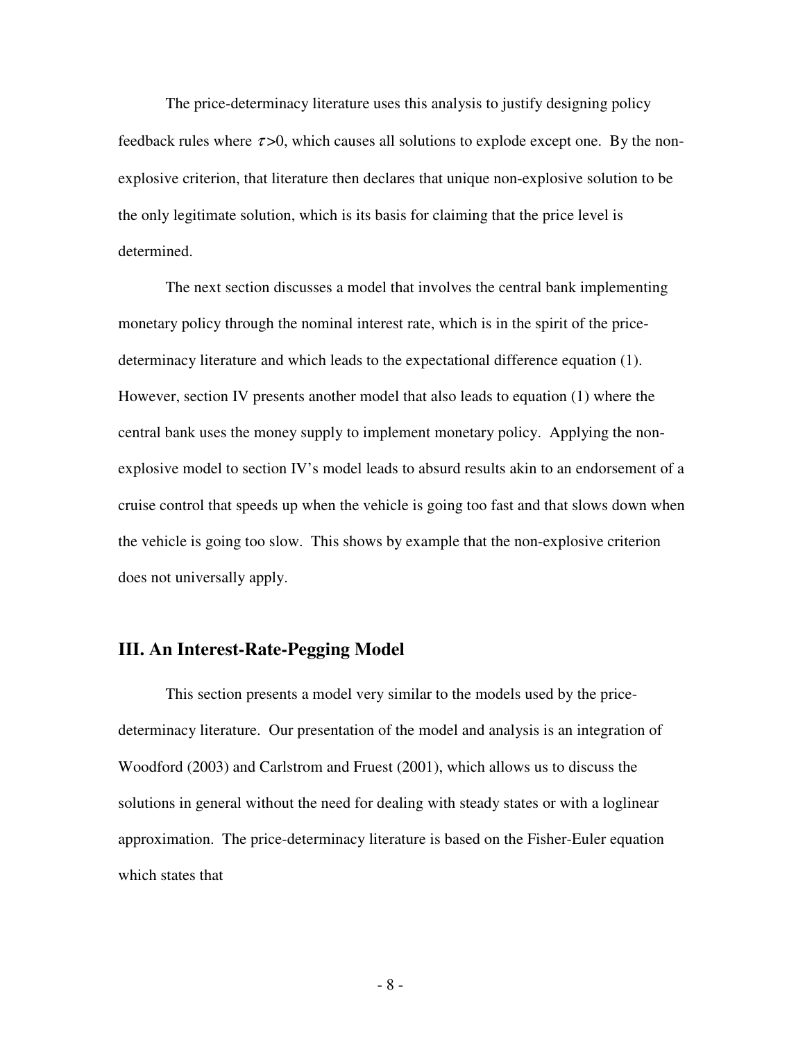The price-determinacy literature uses this analysis to justify designing policy feedback rules where $\tau>0$, which causes all solutions to explode except one. By the non-explosive criterion, that literature then declares that unique non-explosive solution to be the only legitimate solution, which is its basis for claiming that the price level is determined.

The next section discusses a model that involves the central bank implementing monetary policy through the nominal interest rate, which is in the spirit of the price-determinacy literature and which leads to the expectational difference equation (1). However, section IV presents another model that also leads to equation (1) where the central bank uses the money supply to implement monetary policy. Applying the non-explosive model to section IV's model leads to absurd results akin to an endorsement of a cruise control that speeds up when the vehicle is going too fast and that slows down when the vehicle is going too slow. This shows by example that the non-explosive criterion does not universally apply.

## III. An Interest-Rate-Pegging Model

This section presents a model very similar to the models used by the price-determinacy literature. Our presentation of the model and analysis is an integration of Woodford (2003) and Carlstrom and Fruest (2001), which allows us to discuss the solutions in general without the need for dealing with steady states or with a loglinear approximation. The price-determinacy literature is based on the Fisher-Euler equation which states that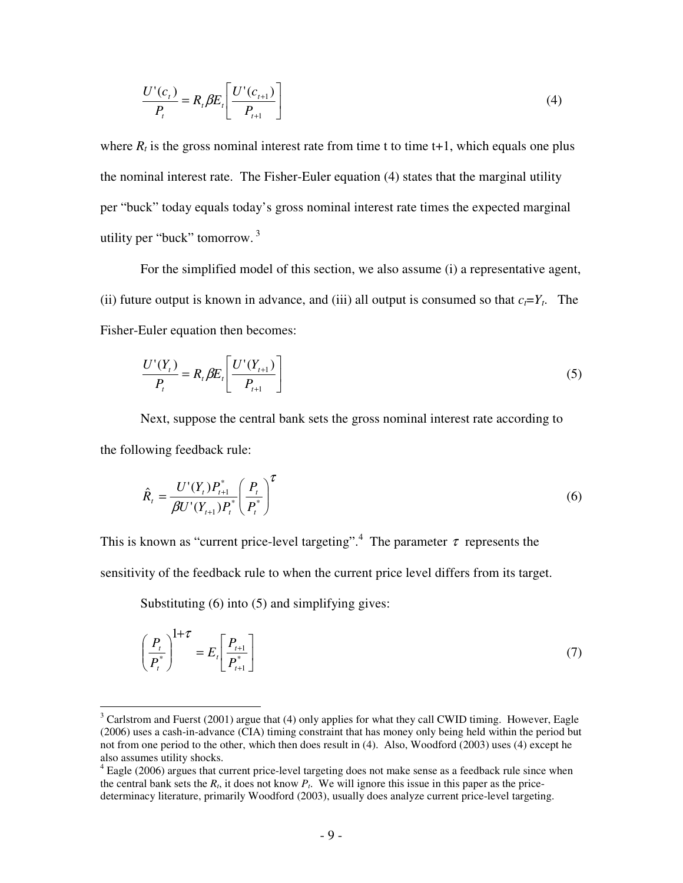$$\frac{U'(c_t)}{P_t} = R_t \beta E_t \left[ \frac{U'(c_{t+1})}{P_{t+1}} \right] \tag{4}$$

where $R_t$ is the gross nominal interest rate from time t to time t+1, which equals one plus the nominal interest rate. The Fisher-Euler equation (4) states that the marginal utility per "buck" today equals today's gross nominal interest rate times the expected marginal utility per "buck" tomorrow.[3]

For the simplified model of this section, we also assume (i) a representative agent, (ii) future output is known in advance, and (iii) all output is consumed so that $c_t = Y_t$. The Fisher-Euler equation then becomes:

$$\frac{U'(Y_t)}{P_t} = R_t \beta E_t \left[ \frac{U'(Y_{t+1})}{P_{t+1}} \right] \tag{5}$$

Next, suppose the central bank sets the gross nominal interest rate according to the following feedback rule:

$$\hat{R}_t = \frac{U'(Y_t) P_{t+1}^*}{\beta U'(Y_{t+1}) P_t^*} \left( \frac{P_t}{P_t^*} \right)^{\tau} \tag{6}$$

This is known as "current price-level targeting".[4] The parameter $\tau$ represents the sensitivity of the feedback rule to when the current price level differs from its target.

Substituting (6) into (5) and simplifying gives:

$$\left( \frac{P_t}{P_t^*} \right)^{1+\tau} = E_t \left[ \frac{P_{t+1}}{P_{t+1}^*} \right] \tag{7}$$

[3] Carlstrom and Fuerst (2001) argue that (4) only applies for what they call CWID timing. However, Eagle (2006) uses a cash-in-advance (CIA) timing constraint that has money only being held within the period but not from one period to the other, which then does result in (4). Also, Woodford (2003) uses (4) except he also assumes utility shocks.

[4] Eagle (2006) argues that current price-level targeting does not make sense as a feedback rule since when the central bank sets the $R_t$, it does not know $P_t$. We will ignore this issue in this paper as the price-determinacy literature, primarily Woodford (2003), usually does analyze current price-level targeting.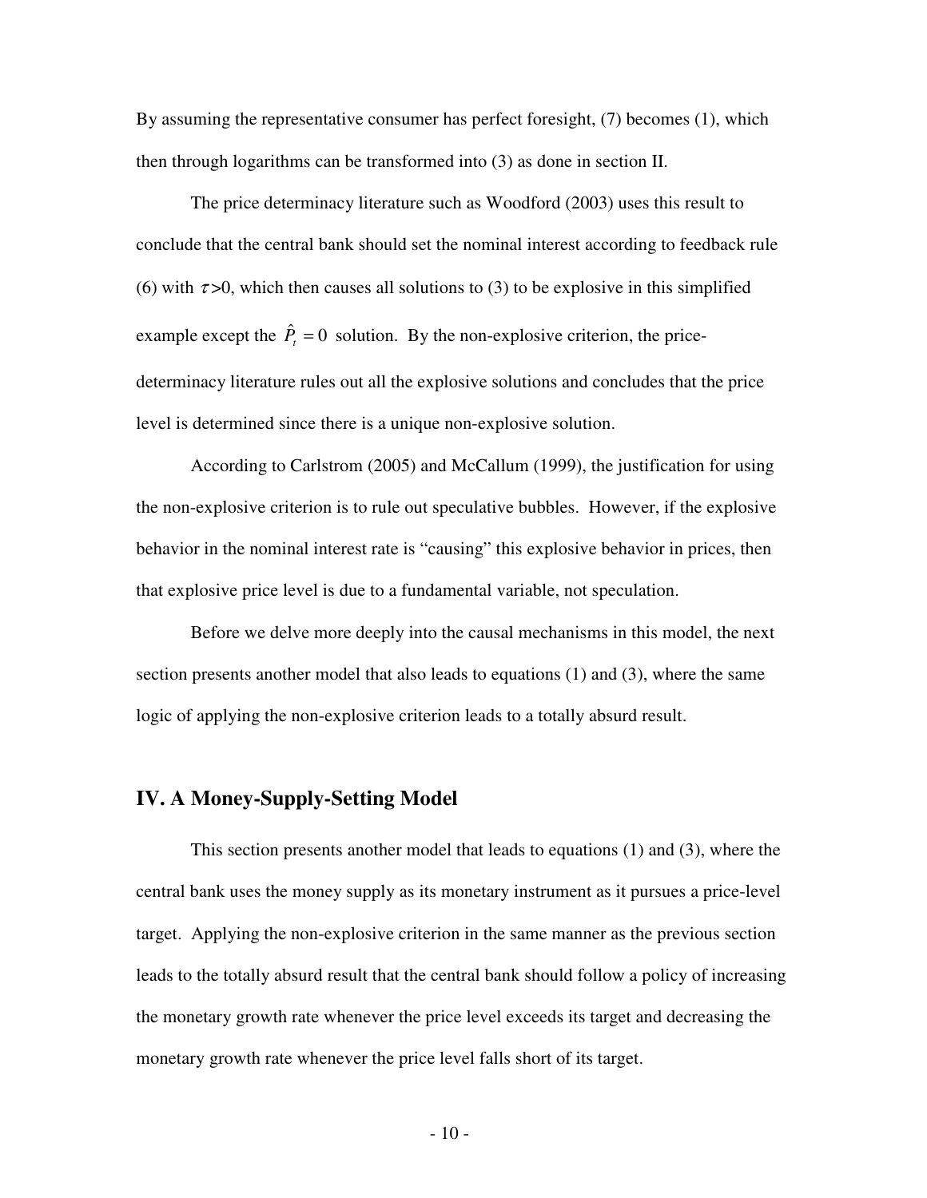By assuming the representative consumer has perfect foresight, (7) becomes (1), which then through logarithms can be transformed into (3) as done in section II.

The price determinacy literature such as Woodford (2003) uses this result to conclude that the central bank should set the nominal interest according to feedback rule (6) with $\tau>0$, which then causes all solutions to (3) to be explosive in this simplified example except the $\hat{P}_t = 0$ solution. By the non-explosive criterion, the price-determinacy literature rules out all the explosive solutions and concludes that the price level is determined since there is a unique non-explosive solution.

According to Carlstrom (2005) and McCallum (1999), the justification for using the non-explosive criterion is to rule out speculative bubbles. However, if the explosive behavior in the nominal interest rate is "causing" this explosive behavior in prices, then that explosive price level is due to a fundamental variable, not speculation.

Before we delve more deeply into the causal mechanisms in this model, the next section presents another model that also leads to equations (1) and (3), where the same logic of applying the non-explosive criterion leads to a totally absurd result.

## IV. A Money-Supply-Setting Model

This section presents another model that leads to equations (1) and (3), where the central bank uses the money supply as its monetary instrument as it pursues a price-level target. Applying the non-explosive criterion in the same manner as the previous section leads to the totally absurd result that the central bank should follow a policy of increasing the monetary growth rate whenever the price level exceeds its target and decreasing the monetary growth rate whenever the price level falls short of its target.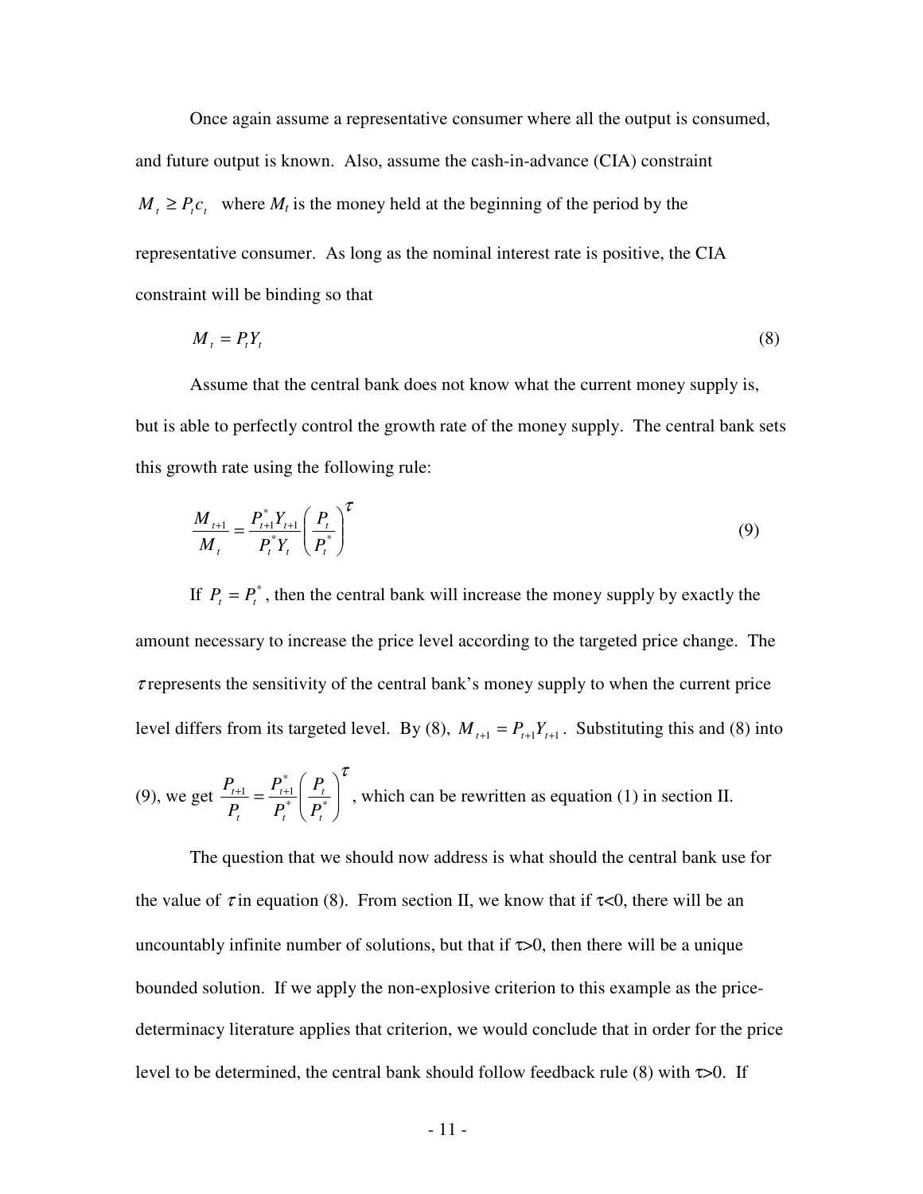Once again assume a representative consumer where all the output is consumed, and future output is known. Also, assume the cash-in-advance (CIA) constraint $M_t \geq P_t c_t$ where $M_t$ is the money held at the beginning of the period by the representative consumer. As long as the nominal interest rate is positive, the CIA constraint will be binding so that

$$M_t = P_t Y_t \tag{8}$$

Assume that the central bank does not know what the current money supply is, but is able to perfectly control the growth rate of the money supply. The central bank sets this growth rate using the following rule:

$$\frac{M_{t+1}}{M_t} = \frac{P_{t+1}^* Y_{t+1}}{P_t^* Y_t} \left( \frac{P_t}{P_t^*} \right)^{\tau} \tag{9}$$

If $P_t = P_t^*$, then the central bank will increase the money supply by exactly the amount necessary to increase the price level according to the targeted price change. The $\tau$ represents the sensitivity of the central bank's money supply to when the current price level differs from its targeted level. By (8), $M_{t+1} = P_{t+1} Y_{t+1}$. Substituting this and (8) into (9), we get $\frac{P_{t+1}}{P_t} = \frac{P_{t+1}^*}{P_t^*} \left( \frac{P_t}{P_t^*} \right)^{\tau}$, which can be rewritten as equation (1) in section II.

The question that we should now address is what should the central bank use for the value of $\tau$ in equation (8). From section II, we know that if $\tau<0$, there will be an uncountably infinite number of solutions, but that if $\tau>0$, then there will be a unique bounded solution. If we apply the non-explosive criterion to this example as the price-determinacy literature applies that criterion, we would conclude that in order for the price level to be determined, the central bank should follow feedback rule (8) with $\tau>0$. If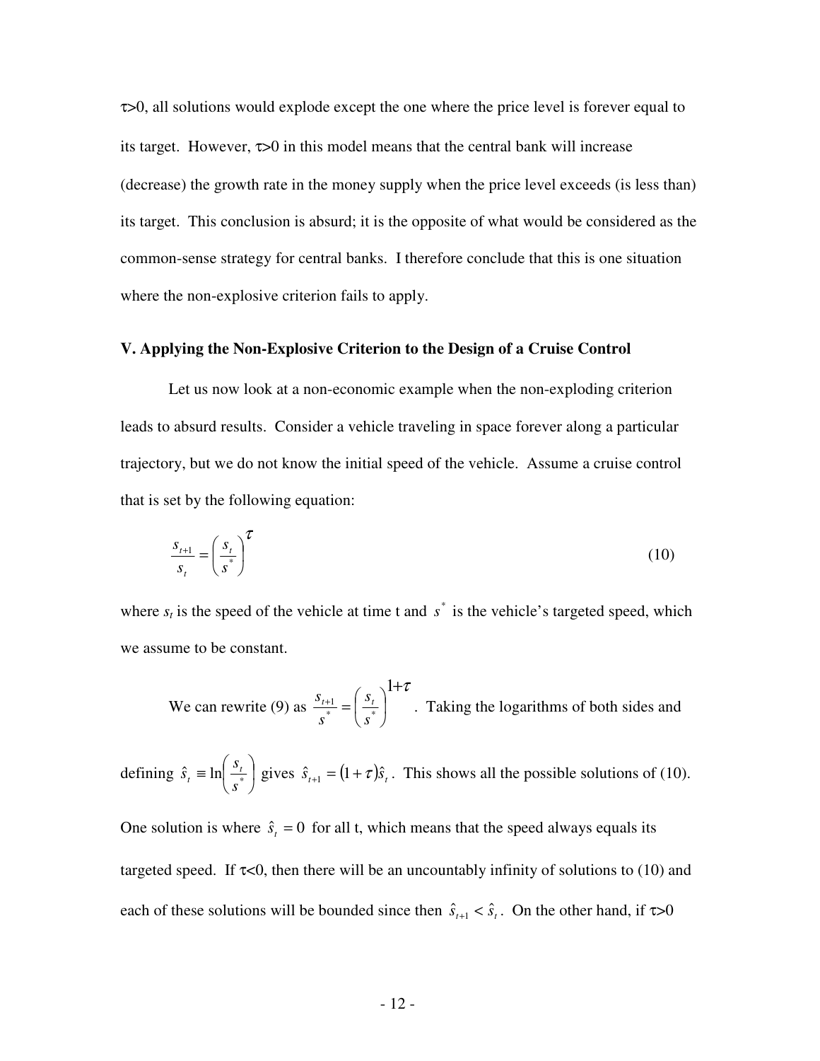$\tau>0$, all solutions would explode except the one where the price level is forever equal to its target. However, $\tau>0$ in this model means that the central bank will increase (decrease) the growth rate in the money supply when the price level exceeds (is less than) its target. This conclusion is absurd; it is the opposite of what would be considered as the common-sense strategy for central banks. I therefore conclude that this is one situation where the non-explosive criterion fails to apply.

## V. Applying the Non-Explosive Criterion to the Design of a Cruise Control

Let us now look at a non-economic example when the non-exploding criterion leads to absurd results. Consider a vehicle traveling in space forever along a particular trajectory, but we do not know the initial speed of the vehicle. Assume a cruise control that is set by the following equation:

$$\frac{s_{t+1}}{s_t} = \left(\frac{s_t}{s^*}\right)^{\tau} \tag{10}$$

where $s_t$ is the speed of the vehicle at time t and $s^*$ is the vehicle's targeted speed, which we assume to be constant.

We can rewrite (9) as $\frac{s_{t+1}}{s^*} = \left(\frac{s_t}{s^*}\right)^{1+\tau}$. Taking the logarithms of both sides and defining $\hat{s}_t \equiv \ln\left(\frac{s_t}{s^*}\right)$ gives $\hat{s}_{t+1} = (1+\tau)\hat{s}_t$. This shows all the possible solutions of (10). One solution is where $\hat{s}_t = 0$ for all t, which means that the speed always equals its targeted speed. If $\tau<0$, then there will be an uncountably infinity of solutions to (10) and each of these solutions will be bounded since then $\hat{s}_{t+1} < \hat{s}_t$. On the other hand, if $\tau>0$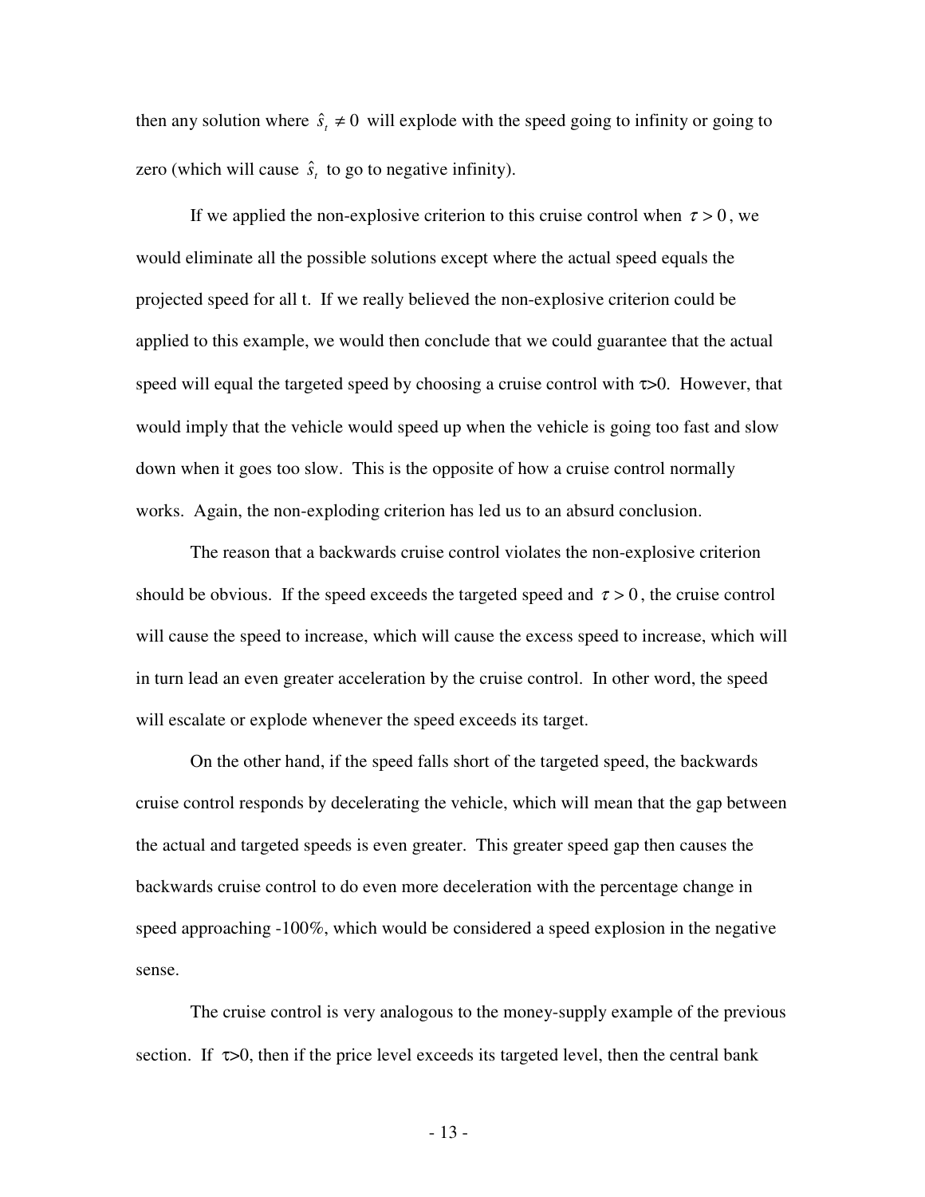then any solution where $\hat{s}_t \neq 0$ will explode with the speed going to infinity or going to zero (which will cause $\hat{s}_t$ to go to negative infinity).

If we applied the non-explosive criterion to this cruise control when $\tau > 0$, we would eliminate all the possible solutions except where the actual speed equals the projected speed for all t. If we really believed the non-explosive criterion could be applied to this example, we would then conclude that we could guarantee that the actual speed will equal the targeted speed by choosing a cruise control with $\tau>0$. However, that would imply that the vehicle would speed up when the vehicle is going too fast and slow down when it goes too slow. This is the opposite of how a cruise control normally works. Again, the non-exploding criterion has led us to an absurd conclusion.

The reason that a backwards cruise control violates the non-explosive criterion should be obvious. If the speed exceeds the targeted speed and $\tau > 0$, the cruise control will cause the speed to increase, which will cause the excess speed to increase, which will in turn lead an even greater acceleration by the cruise control. In other word, the speed will escalate or explode whenever the speed exceeds its target.

On the other hand, if the speed falls short of the targeted speed, the backwards cruise control responds by decelerating the vehicle, which will mean that the gap between the actual and targeted speeds is even greater. This greater speed gap then causes the backwards cruise control to do even more deceleration with the percentage change in speed approaching -100%, which would be considered a speed explosion in the negative sense.

The cruise control is very analogous to the money-supply example of the previous section. If $\tau>0$, then if the price level exceeds its targeted level, then the central bank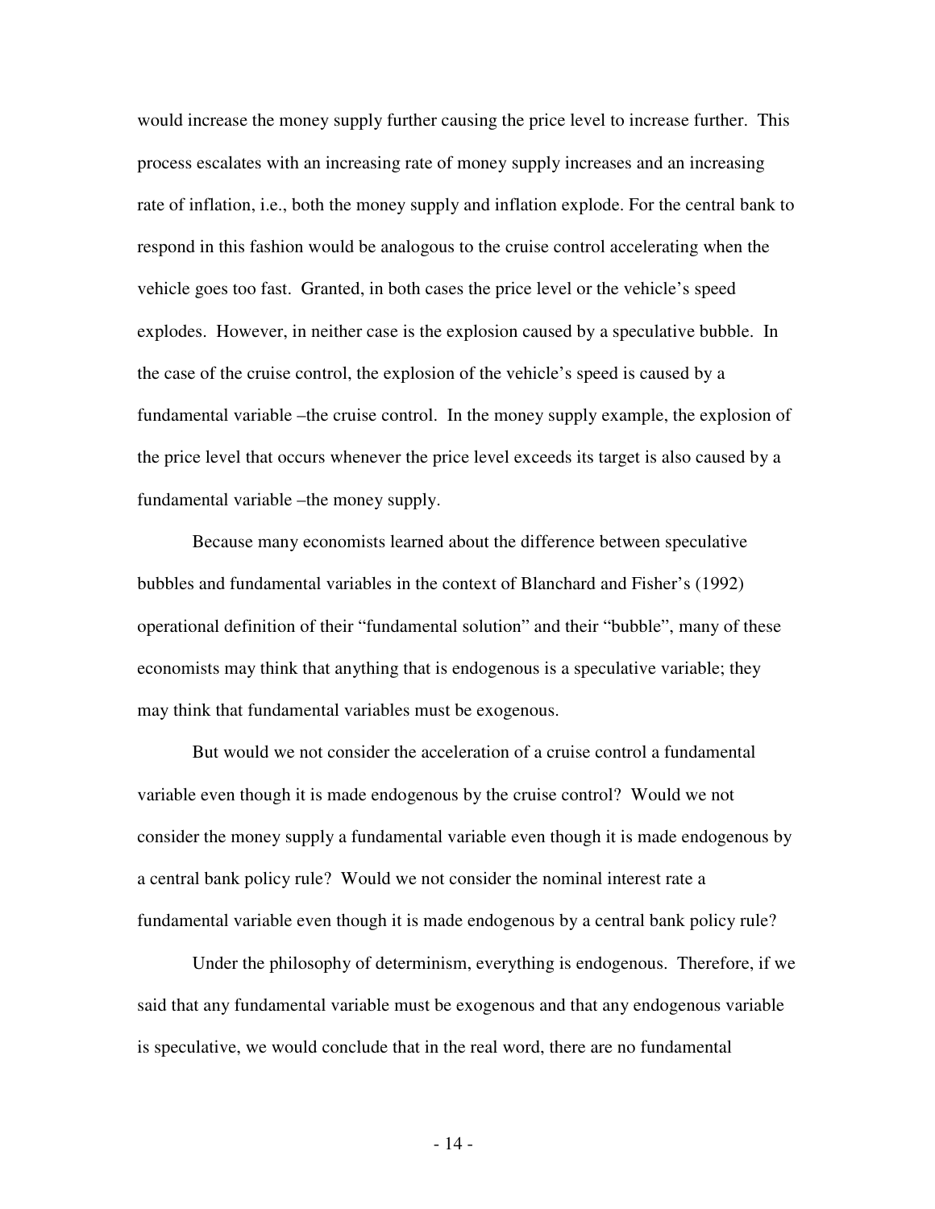would increase the money supply further causing the price level to increase further. This process escalates with an increasing rate of money supply increases and an increasing rate of inflation, i.e., both the money supply and inflation explode. For the central bank to respond in this fashion would be analogous to the cruise control accelerating when the vehicle goes too fast. Granted, in both cases the price level or the vehicle's speed explodes. However, in neither case is the explosion caused by a speculative bubble. In the case of the cruise control, the explosion of the vehicle's speed is caused by a fundamental variable –the cruise control. In the money supply example, the explosion of the price level that occurs whenever the price level exceeds its target is also caused by a fundamental variable –the money supply.

Because many economists learned about the difference between speculative bubbles and fundamental variables in the context of Blanchard and Fisher's (1992) operational definition of their "fundamental solution" and their "bubble", many of these economists may think that anything that is endogenous is a speculative variable; they may think that fundamental variables must be exogenous.

But would we not consider the acceleration of a cruise control a fundamental variable even though it is made endogenous by the cruise control? Would we not consider the money supply a fundamental variable even though it is made endogenous by a central bank policy rule? Would we not consider the nominal interest rate a fundamental variable even though it is made endogenous by a central bank policy rule?

Under the philosophy of determinism, everything is endogenous. Therefore, if we said that any fundamental variable must be exogenous and that any endogenous variable is speculative, we would conclude that in the real word, there are no fundamental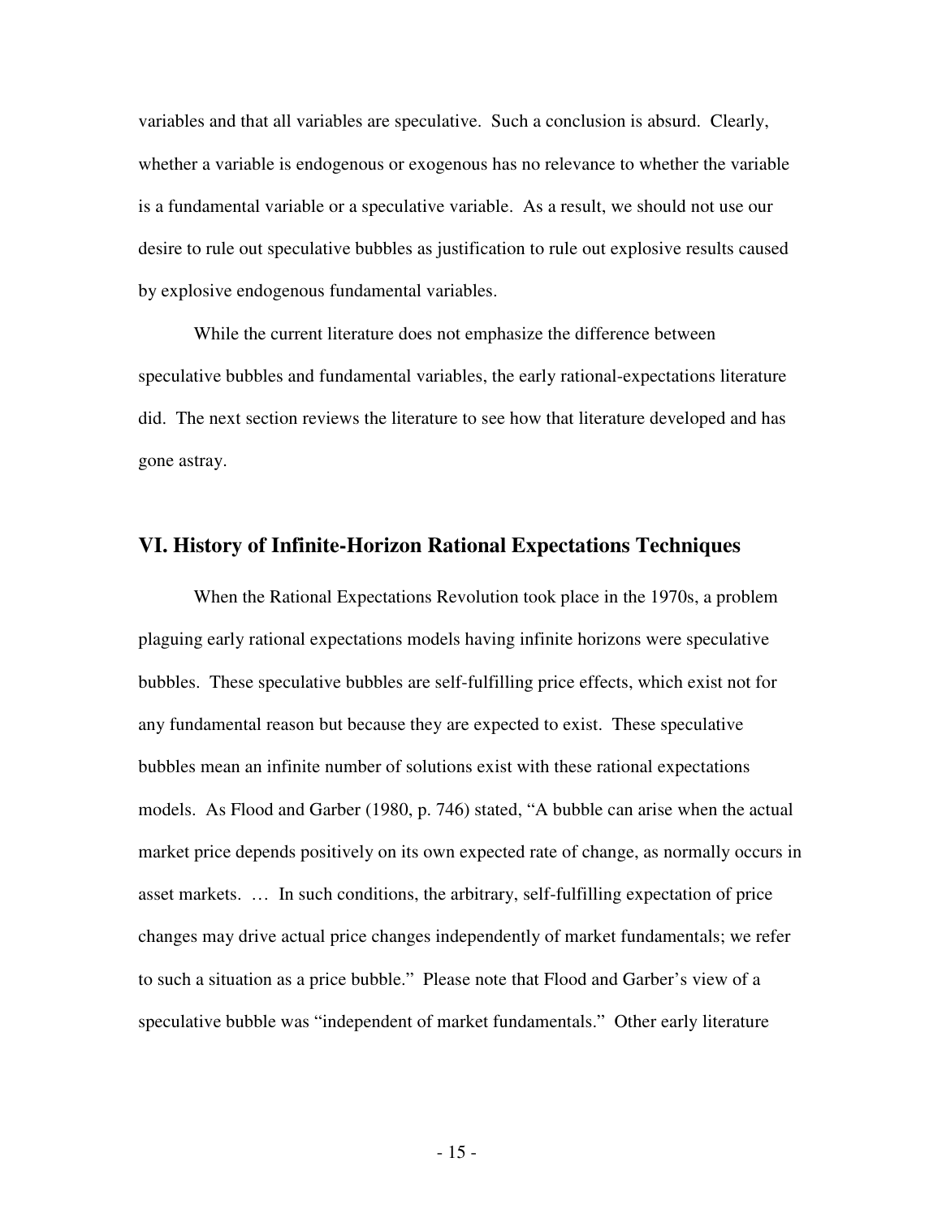variables and that all variables are speculative. Such a conclusion is absurd. Clearly, whether a variable is endogenous or exogenous has no relevance to whether the variable is a fundamental variable or a speculative variable. As a result, we should not use our desire to rule out speculative bubbles as justification to rule out explosive results caused by explosive endogenous fundamental variables.

While the current literature does not emphasize the difference between speculative bubbles and fundamental variables, the early rational-expectations literature did. The next section reviews the literature to see how that literature developed and has gone astray.

## VI. History of Infinite-Horizon Rational Expectations Techniques

When the Rational Expectations Revolution took place in the 1970s, a problem plaguing early rational expectations models having infinite horizons were speculative bubbles. These speculative bubbles are self-fulfilling price effects, which exist not for any fundamental reason but because they are expected to exist. These speculative bubbles mean an infinite number of solutions exist with these rational expectations models. As Flood and Garber (1980, p. 746) stated, "A bubble can arise when the actual market price depends positively on its own expected rate of change, as normally occurs in asset markets. … In such conditions, the arbitrary, self-fulfilling expectation of price changes may drive actual price changes independently of market fundamentals; we refer to such a situation as a price bubble." Please note that Flood and Garber's view of a speculative bubble was "independent of market fundamentals." Other early literature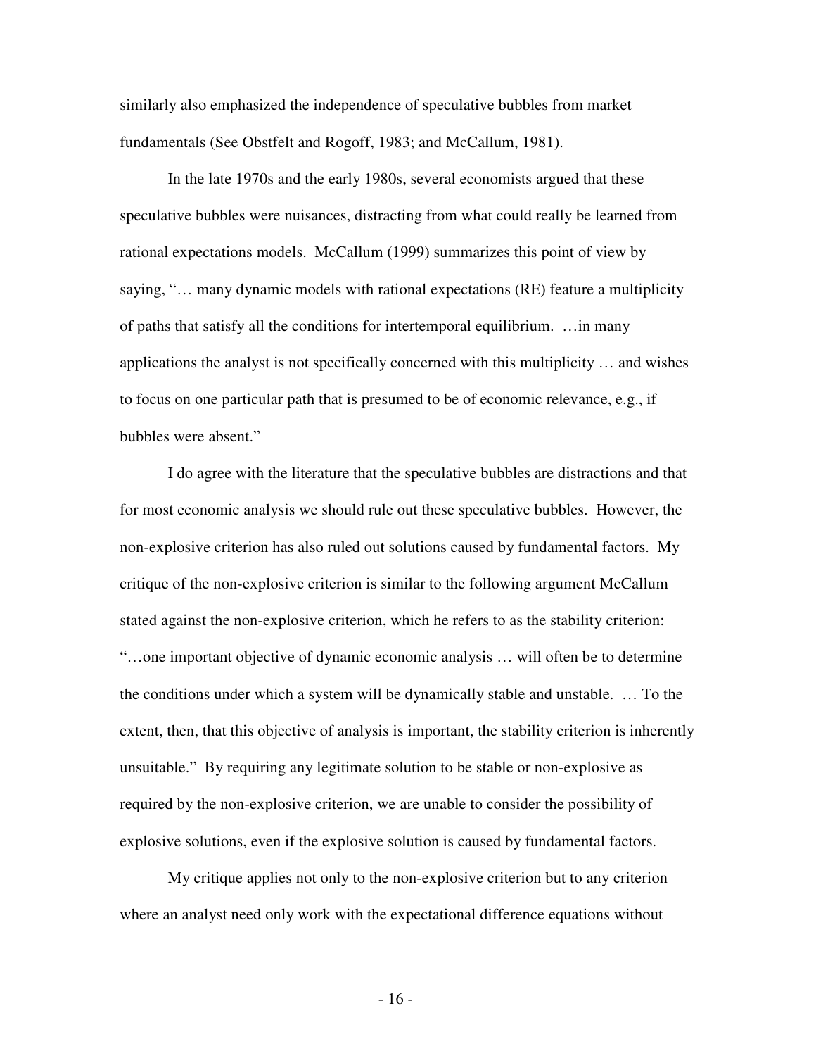similarly also emphasized the independence of speculative bubbles from market fundamentals (See Obstfelt and Rogoff, 1983; and McCallum, 1981).

In the late 1970s and the early 1980s, several economists argued that these speculative bubbles were nuisances, distracting from what could really be learned from rational expectations models. McCallum (1999) summarizes this point of view by saying, "… many dynamic models with rational expectations (RE) feature a multiplicity of paths that satisfy all the conditions for intertemporal equilibrium. …in many applications the analyst is not specifically concerned with this multiplicity … and wishes to focus on one particular path that is presumed to be of economic relevance, e.g., if bubbles were absent."

I do agree with the literature that the speculative bubbles are distractions and that for most economic analysis we should rule out these speculative bubbles. However, the non-explosive criterion has also ruled out solutions caused by fundamental factors. My critique of the non-explosive criterion is similar to the following argument McCallum stated against the non-explosive criterion, which he refers to as the stability criterion: "…one important objective of dynamic economic analysis … will often be to determine the conditions under which a system will be dynamically stable and unstable. … To the extent, then, that this objective of analysis is important, the stability criterion is inherently unsuitable." By requiring any legitimate solution to be stable or non-explosive as required by the non-explosive criterion, we are unable to consider the possibility of explosive solutions, even if the explosive solution is caused by fundamental factors.

My critique applies not only to the non-explosive criterion but to any criterion where an analyst need only work with the expectational difference equations without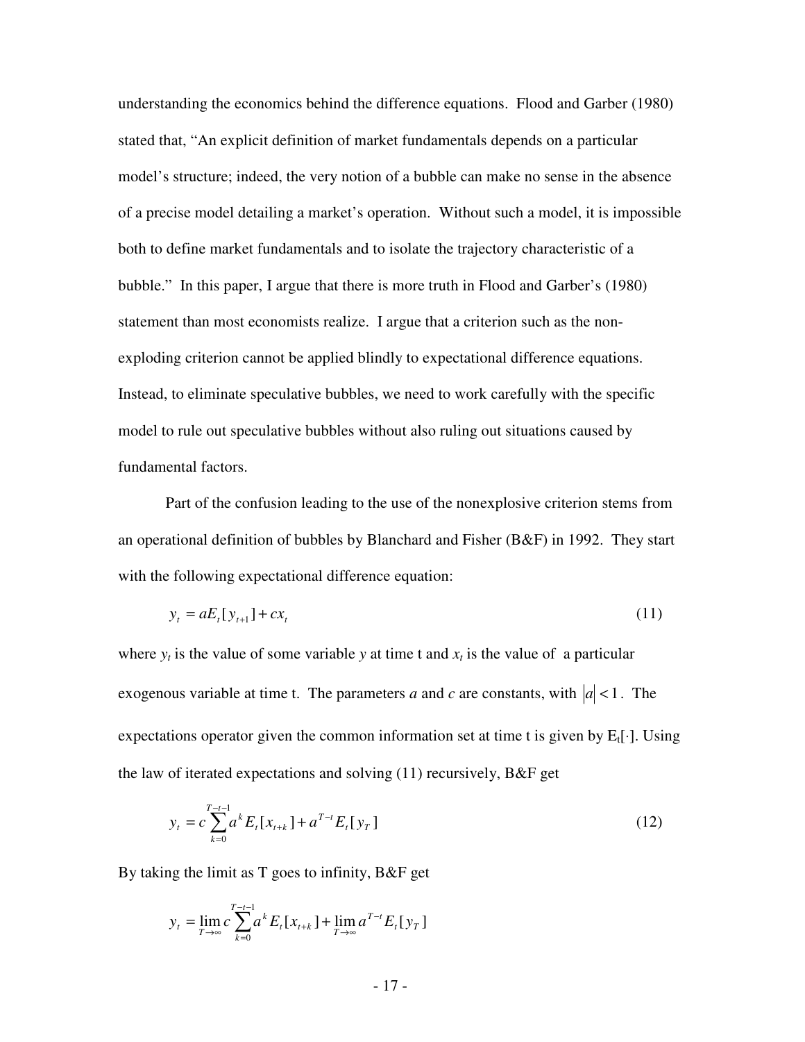understanding the economics behind the difference equations. Flood and Garber (1980) stated that, "An explicit definition of market fundamentals depends on a particular model's structure; indeed, the very notion of a bubble can make no sense in the absence of a precise model detailing a market's operation. Without such a model, it is impossible both to define market fundamentals and to isolate the trajectory characteristic of a bubble." In this paper, I argue that there is more truth in Flood and Garber's (1980) statement than most economists realize. I argue that a criterion such as the non-exploding criterion cannot be applied blindly to expectational difference equations. Instead, to eliminate speculative bubbles, we need to work carefully with the specific model to rule out speculative bubbles without also ruling out situations caused by fundamental factors.

Part of the confusion leading to the use of the nonexplosive criterion stems from an operational definition of bubbles by Blanchard and Fisher (B&F) in 1992. They start with the following expectational difference equation:

$$y_t = aE_t[y_{t+1}] + cx_t \tag{11}$$

where $y_t$ is the value of some variable $y$ at time t and $x_t$ is the value of a particular exogenous variable at time t. The parameters $a$ and $c$ are constants, with $|a| < 1$. The expectations operator given the common information set at time t is given by $E_t[\cdot]$. Using the law of iterated expectations and solving (11) recursively, B&F get

$$y_t = c\sum_{k=0}^{T-t-1} a^k E_t[x_{t+k}] + a^{T-t}E_t[y_T] \tag{12}$$

By taking the limit as T goes to infinity, B&F get

$$y_t = \lim_{T\to\infty} c\sum_{k=0}^{T-t-1} a^k E_t[x_{t+k}] + \lim_{T\to\infty} a^{T-t}E_t[y_T]$$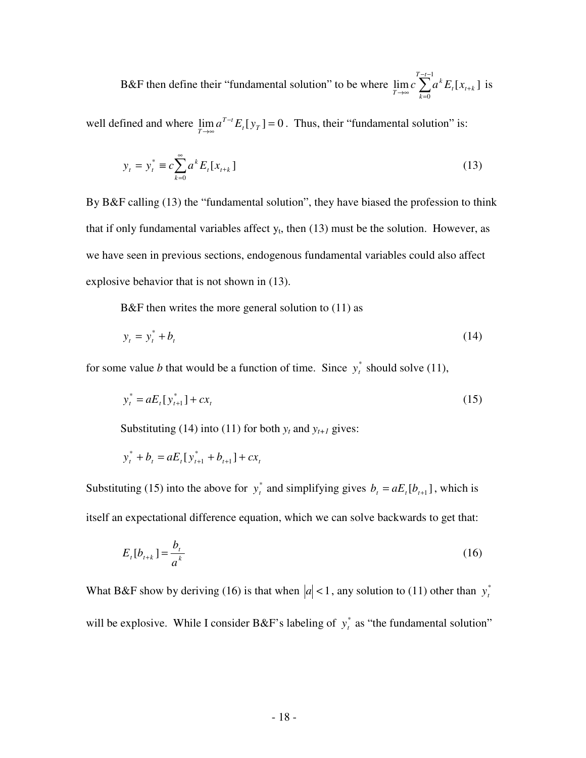B&F then define their "fundamental solution" to be where $\lim_{T\to\infty} c\sum_{k=0}^{T-t-1} a^k E_t[x_{t+k}]$ is well defined and where $\lim_{T\to\infty} a^{T-t} E_t[y_T] = 0$. Thus, their "fundamental solution" is:

$$y_t = y_t^* \equiv c\sum_{k=0}^{\infty} a^k E_t[x_{t+k}] \tag{13}$$

By B&F calling (13) the "fundamental solution", they have biased the profession to think that if only fundamental variables affect $y_t$, then (13) must be the solution. However, as we have seen in previous sections, endogenous fundamental variables could also affect explosive behavior that is not shown in (13).

B&F then writes the more general solution to (11) as

$$y_t = y_t^* + b_t \tag{14}$$

for some value *b* that would be a function of time. Since $y_t^*$ should solve (11),

$$y_t^* = aE_t[y_{t+1}^*] + cx_t \tag{15}$$

Substituting (14) into (11) for both $y_t$ and $y_{t+1}$ gives:

$$y_t^* + b_t = aE_t[y_{t+1}^* + b_{t+1}] + cx_t$$

Substituting (15) into the above for $y_t^*$ and simplifying gives $b_t = aE_t[b_{t+1}]$, which is itself an expectational difference equation, which we can solve backwards to get that:

$$E_t[b_{t+k}] = \frac{b_t}{a^k} \tag{16}$$

What B&F show by deriving (16) is that when $|a| < 1$, any solution to (11) other than $y_t^*$ will be explosive. While I consider B&F's labeling of $y_t^*$ as "the fundamental solution"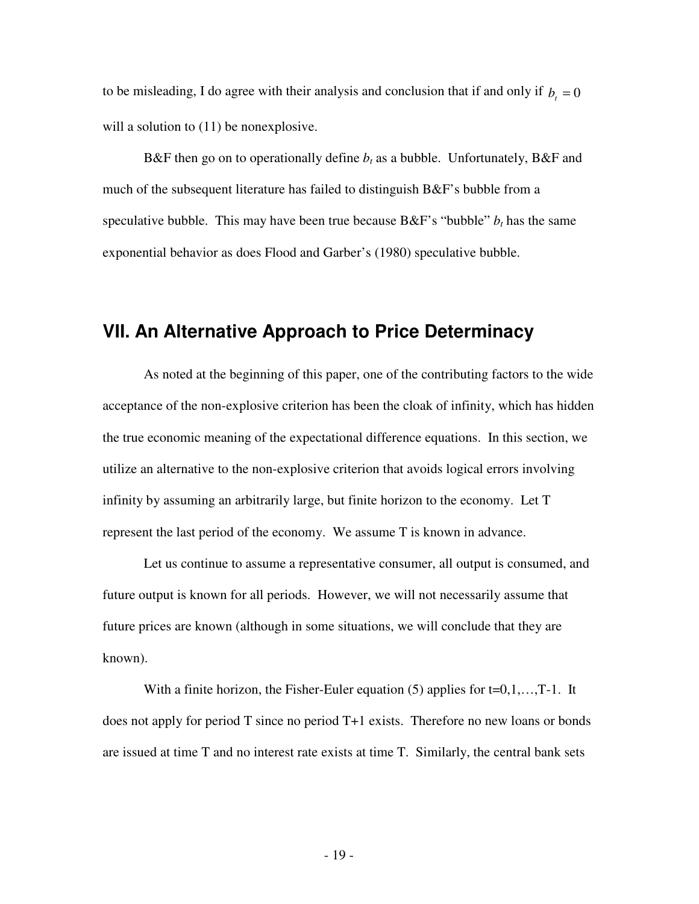to be misleading, I do agree with their analysis and conclusion that if and only if $b_t = 0$ will a solution to (11) be nonexplosive.

B&F then go on to operationally define $b_t$ as a bubble. Unfortunately, B&F and much of the subsequent literature has failed to distinguish B&F's bubble from a speculative bubble. This may have been true because B&F's "bubble" $b_t$ has the same exponential behavior as does Flood and Garber's (1980) speculative bubble.

## VII. An Alternative Approach to Price Determinacy

As noted at the beginning of this paper, one of the contributing factors to the wide acceptance of the non-explosive criterion has been the cloak of infinity, which has hidden the true economic meaning of the expectational difference equations. In this section, we utilize an alternative to the non-explosive criterion that avoids logical errors involving infinity by assuming an arbitrarily large, but finite horizon to the economy. Let T represent the last period of the economy. We assume T is known in advance.

Let us continue to assume a representative consumer, all output is consumed, and future output is known for all periods. However, we will not necessarily assume that future prices are known (although in some situations, we will conclude that they are known).

With a finite horizon, the Fisher-Euler equation (5) applies for t=0,1,…,T-1. It does not apply for period T since no period T+1 exists. Therefore no new loans or bonds are issued at time T and no interest rate exists at time T. Similarly, the central bank sets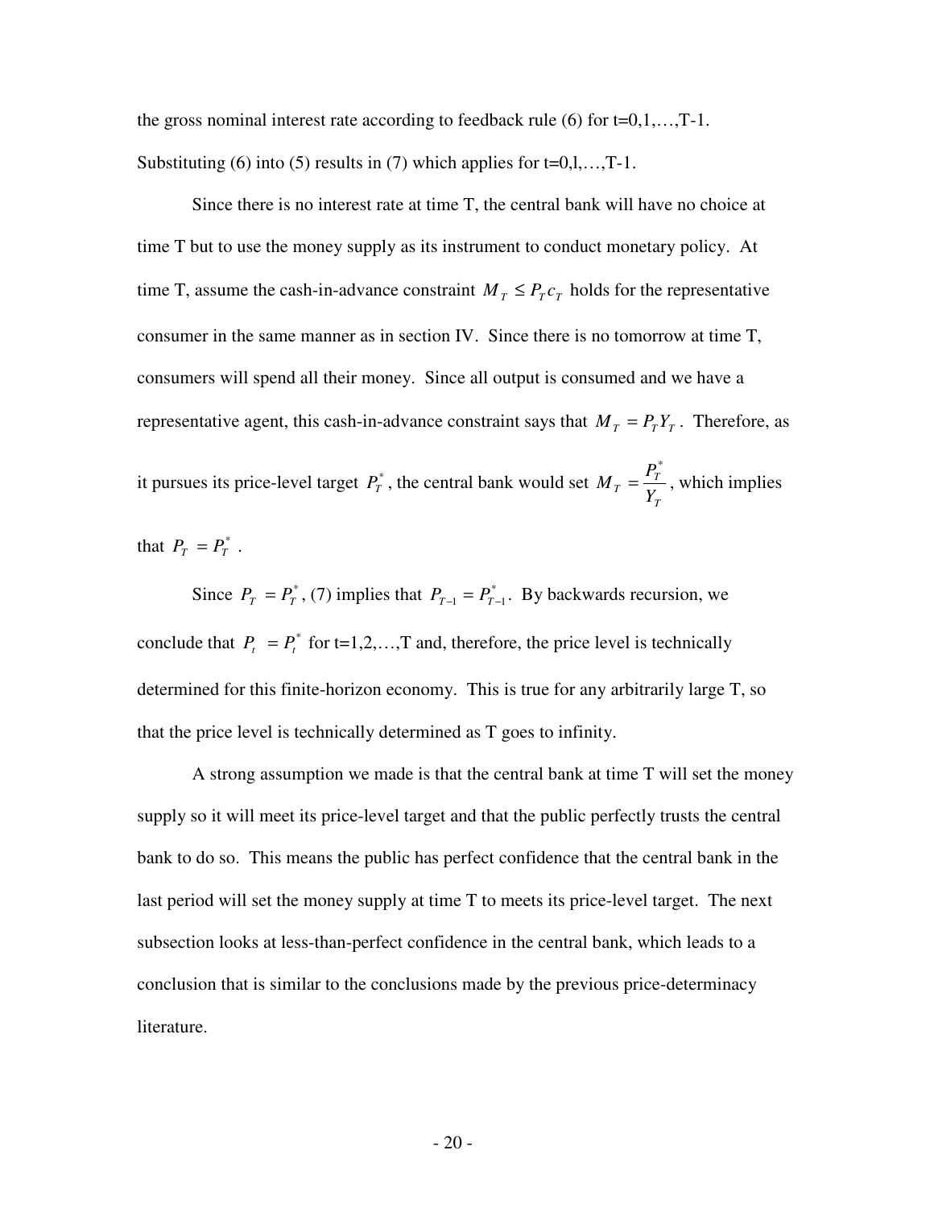the gross nominal interest rate according to feedback rule (6) for t=0,1,…,T-1. Substituting (6) into (5) results in (7) which applies for t=0,l,…,T-1.

Since there is no interest rate at time T, the central bank will have no choice at time T but to use the money supply as its instrument to conduct monetary policy. At time T, assume the cash-in-advance constraint $M_T \leq P_T c_T$ holds for the representative consumer in the same manner as in section IV. Since there is no tomorrow at time T, consumers will spend all their money. Since all output is consumed and we have a representative agent, this cash-in-advance constraint says that $M_T = P_T Y_T$. Therefore, as it pursues its price-level target $P_T^*$, the central bank would set $M_T = \frac{P_T^*}{Y_T}$, which implies that $P_T = P_T^*$.

Since $P_T = P_T^*$, (7) implies that $P_{T-1} = P_{T-1}^*$. By backwards recursion, we conclude that $P_t = P_t^*$ for t=1,2,…,T and, therefore, the price level is technically determined for this finite-horizon economy. This is true for any arbitrarily large T, so that the price level is technically determined as T goes to infinity.

A strong assumption we made is that the central bank at time T will set the money supply so it will meet its price-level target and that the public perfectly trusts the central bank to do so. This means the public has perfect confidence that the central bank in the last period will set the money supply at time T to meets its price-level target. The next subsection looks at less-than-perfect confidence in the central bank, which leads to a conclusion that is similar to the conclusions made by the previous price-determinacy literature.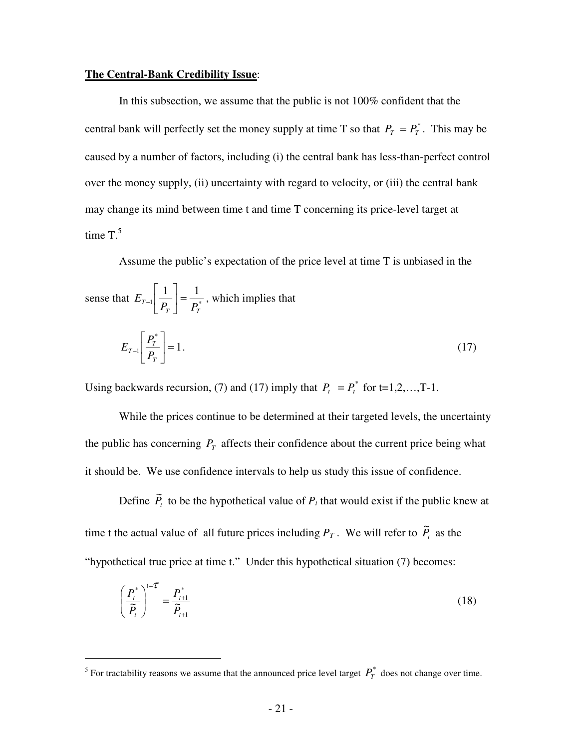**The Central-Bank Credibility Issue**:

In this subsection, we assume that the public is not 100% confident that the central bank will perfectly set the money supply at time T so that $P_T = P_T^*$. This may be caused by a number of factors, including (i) the central bank has less-than-perfect control over the money supply, (ii) uncertainty with regard to velocity, or (iii) the central bank may change its mind between time t and time T concerning its price-level target at time T.[5]

Assume the public's expectation of the price level at time T is unbiased in the sense that $E_{T-1}\left[\frac{1}{P_T}\right] = \frac{1}{P_T^*}$, which implies that

$$E_{T-1}\left[\frac{P_T^*}{P_T}\right] = 1. \tag{17}$$

Using backwards recursion, (7) and (17) imply that $P_t = P_t^*$ for t=1,2,…,T-1.

While the prices continue to be determined at their targeted levels, the uncertainty the public has concerning $P_T$ affects their confidence about the current price being what it should be. We use confidence intervals to help us study this issue of confidence.

Define $\tilde{P}_t$ to be the hypothetical value of $P_t$ that would exist if the public knew at time t the actual value of all future prices including $P_T$. We will refer to $\tilde{P}_t$ as the "hypothetical true price at time t." Under this hypothetical situation (7) becomes:

$$\left(\frac{P_t^*}{\tilde{P}_t}\right)^{1+\tau} = \frac{P_{t+1}^*}{\tilde{P}_{t+1}} \tag{18}$$

[5] For tractability reasons we assume that the announced price level target $P_T^*$ does not change over time.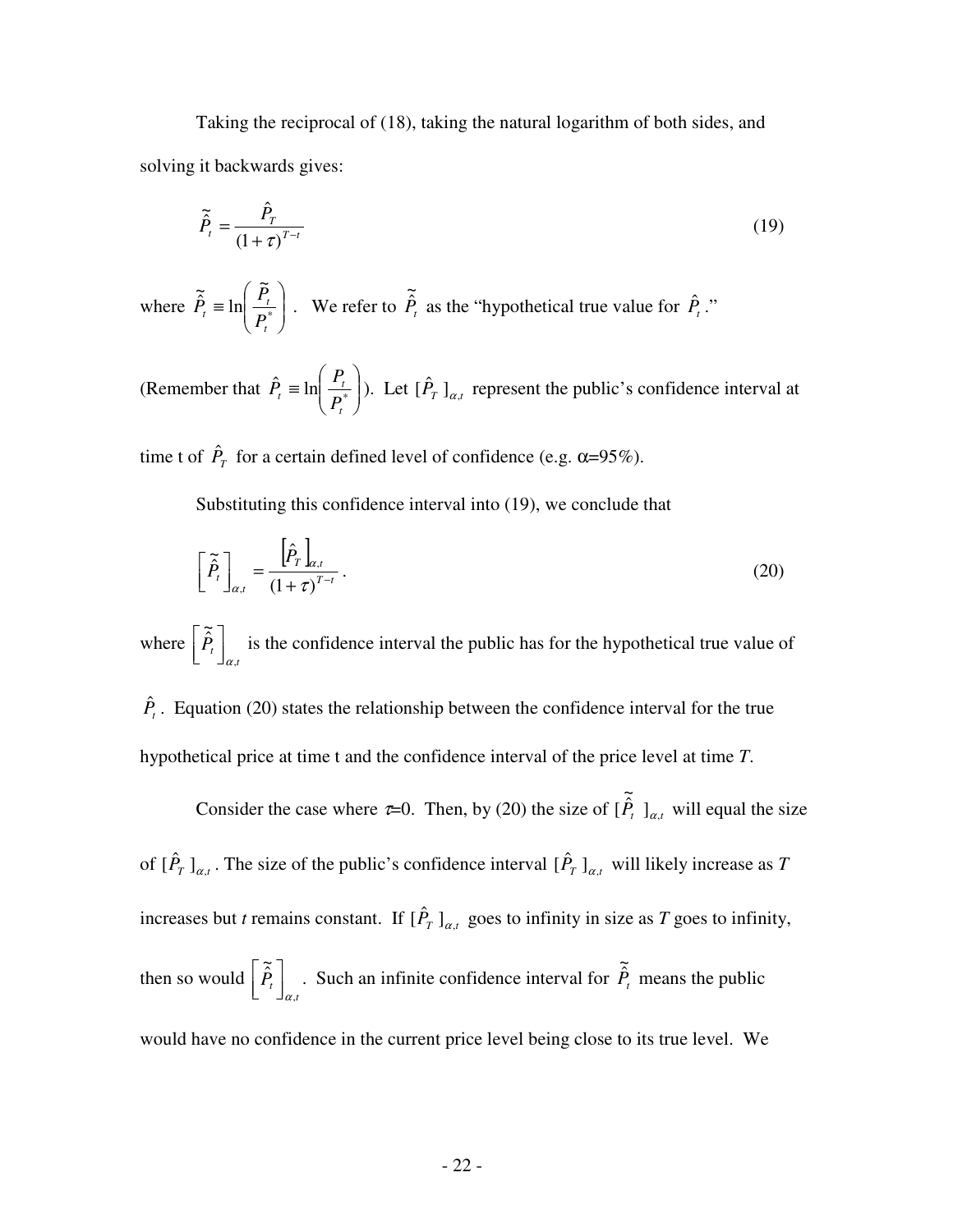Taking the reciprocal of (18), taking the natural logarithm of both sides, and solving it backwards gives:

$$\hat{\tilde{P}}_t = \frac{\hat{P}_T}{(1+\tau)^{T-t}} \tag{19}$$

where $\hat{\tilde{P}}_t \equiv \ln\left(\frac{\tilde{P}_t}{P_t^*}\right)$. We refer to $\hat{\tilde{P}}_t$ as the "hypothetical true value for $\hat{P}_t$."

(Remember that $\hat{P}_t \equiv \ln\left(\frac{P_t}{P_t^*}\right)$). Let $[\hat{P}_T]_{\alpha,t}$ represent the public's confidence interval at time t of $\hat{P}_T$ for a certain defined level of confidence (e.g. $\alpha$=95%).

Substituting this confidence interval into (19), we conclude that

$$\left[\hat{\tilde{P}}_t\right]_{\alpha,t} = \frac{\left[\hat{P}_T\right]_{\alpha,t}}{(1+\tau)^{T-t}}. \tag{20}$$

where $\left[\hat{\tilde{P}}_t\right]_{\alpha,t}$ is the confidence interval the public has for the hypothetical true value of $\hat{P}_t$. Equation (20) states the relationship between the confidence interval for the true hypothetical price at time t and the confidence interval of the price level at time *T*.

Consider the case where $\tau$=0. Then, by (20) the size of $[\hat{\tilde{P}}_t]_{\alpha,t}$ will equal the size of $[\hat{P}_T]_{\alpha,t}$. The size of the public's confidence interval $[\hat{P}_T]_{\alpha,t}$ will likely increase as *T* increases but *t* remains constant. If $[\hat{P}_T]_{\alpha,t}$ goes to infinity in size as *T* goes to infinity, then so would $\left[\hat{\tilde{P}}_t\right]_{\alpha,t}$. Such an infinite confidence interval for $\hat{\tilde{P}}_t$ means the public would have no confidence in the current price level being close to its true level. We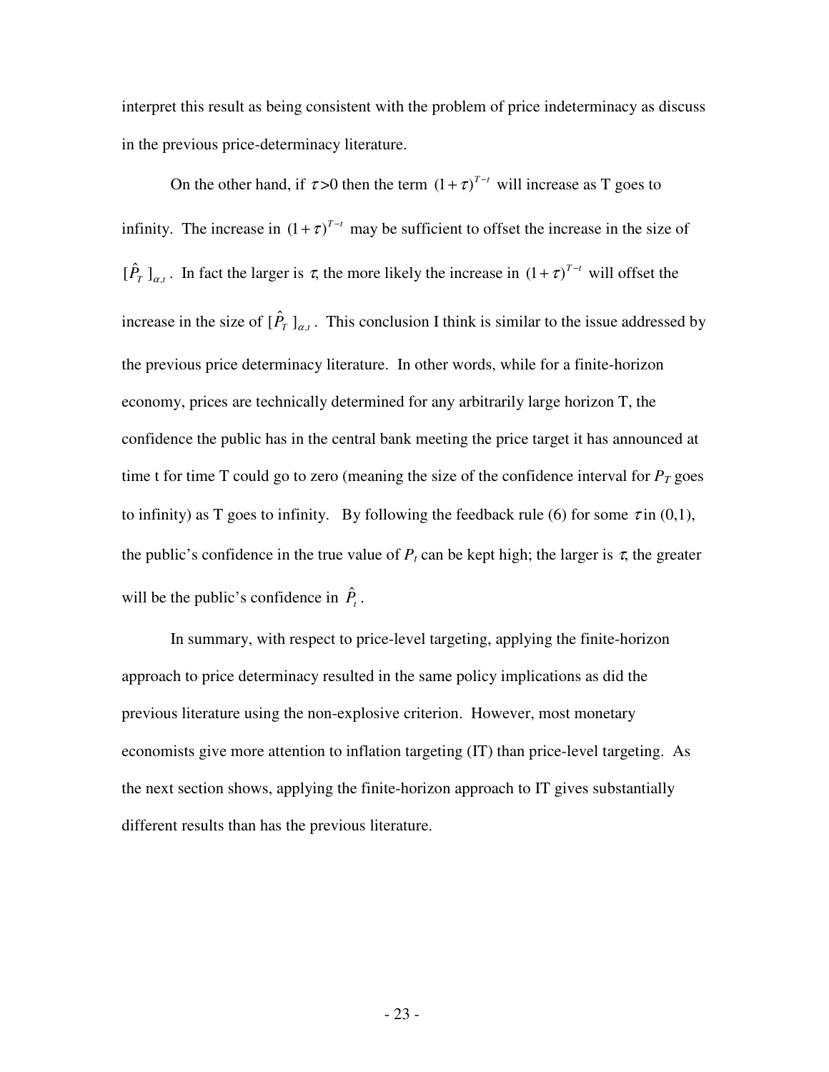interpret this result as being consistent with the problem of price indeterminacy as discuss in the previous price-determinacy literature.

On the other hand, if $\tau > 0$ then the term $(1+\tau)^{T-t}$ will increase as T goes to infinity. The increase in $(1+\tau)^{T-t}$ may be sufficient to offset the increase in the size of $[\hat{P}_T]_{\alpha,t}$. In fact the larger is $\tau$, the more likely the increase in $(1+\tau)^{T-t}$ will offset the increase in the size of $[\hat{P}_T]_{\alpha,t}$. This conclusion I think is similar to the issue addressed by the previous price determinacy literature. In other words, while for a finite-horizon economy, prices are technically determined for any arbitrarily large horizon T, the confidence the public has in the central bank meeting the price target it has announced at time t for time T could go to zero (meaning the size of the confidence interval for $P_T$ goes to infinity) as T goes to infinity. By following the feedback rule (6) for some $\tau$ in (0,1), the public's confidence in the true value of $P_t$ can be kept high; the larger is $\tau$, the greater will be the public's confidence in $\hat{P}_t$.

In summary, with respect to price-level targeting, applying the finite-horizon approach to price determinacy resulted in the same policy implications as did the previous literature using the non-explosive criterion. However, most monetary economists give more attention to inflation targeting (IT) than price-level targeting. As the next section shows, applying the finite-horizon approach to IT gives substantially different results than has the previous literature.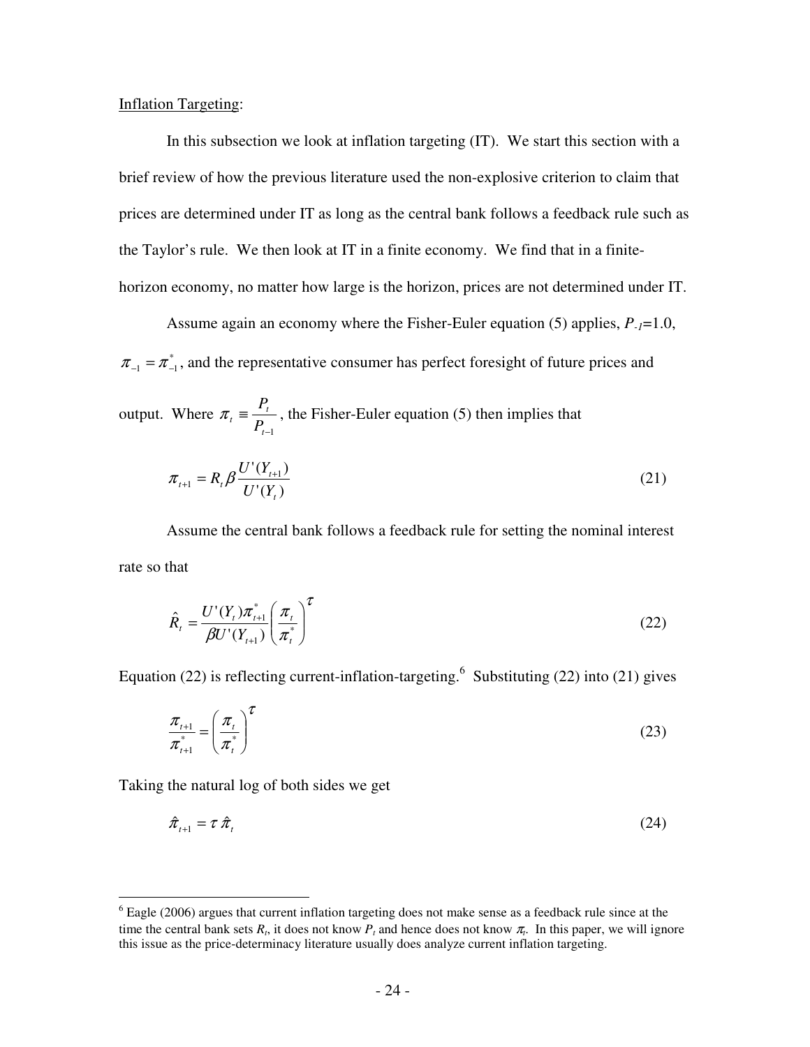Inflation Targeting:

In this subsection we look at inflation targeting (IT). We start this section with a brief review of how the previous literature used the non-explosive criterion to claim that prices are determined under IT as long as the central bank follows a feedback rule such as the Taylor's rule. We then look at IT in a finite economy. We find that in a finite-horizon economy, no matter how large is the horizon, prices are not determined under IT.

Assume again an economy where the Fisher-Euler equation (5) applies, $P_{-1}$=1.0, $\pi_{-1} = \pi^*_{-1}$, and the representative consumer has perfect foresight of future prices and output. Where $\pi_t \equiv \frac{P_t}{P_{t-1}}$, the Fisher-Euler equation (5) then implies that

$$\pi_{t+1} = R_t \beta \frac{U'(Y_{t+1})}{U'(Y_t)} \tag{21}$$

Assume the central bank follows a feedback rule for setting the nominal interest rate so that

$$\hat{R}_t = \frac{U'(Y_t)\pi^*_{t+1}}{\beta U'(Y_{t+1})}\left(\frac{\pi_t}{\pi^*_t}\right)^{\tau} \tag{22}$$

Equation (22) is reflecting current-inflation-targeting.[6] Substituting (22) into (21) gives

$$\frac{\pi_{t+1}}{\pi^*_{t+1}} = \left(\frac{\pi_t}{\pi^*_t}\right)^{\tau} \tag{23}$$

Taking the natural log of both sides we get

$$\hat{\pi}_{t+1} = \tau\, \hat{\pi}_t \tag{24}$$

[6] Eagle (2006) argues that current inflation targeting does not make sense as a feedback rule since at the time the central bank sets $R_t$, it does not know $P_t$ and hence does not know $\pi_t$. In this paper, we will ignore this issue as the price-determinacy literature usually does analyze current inflation targeting.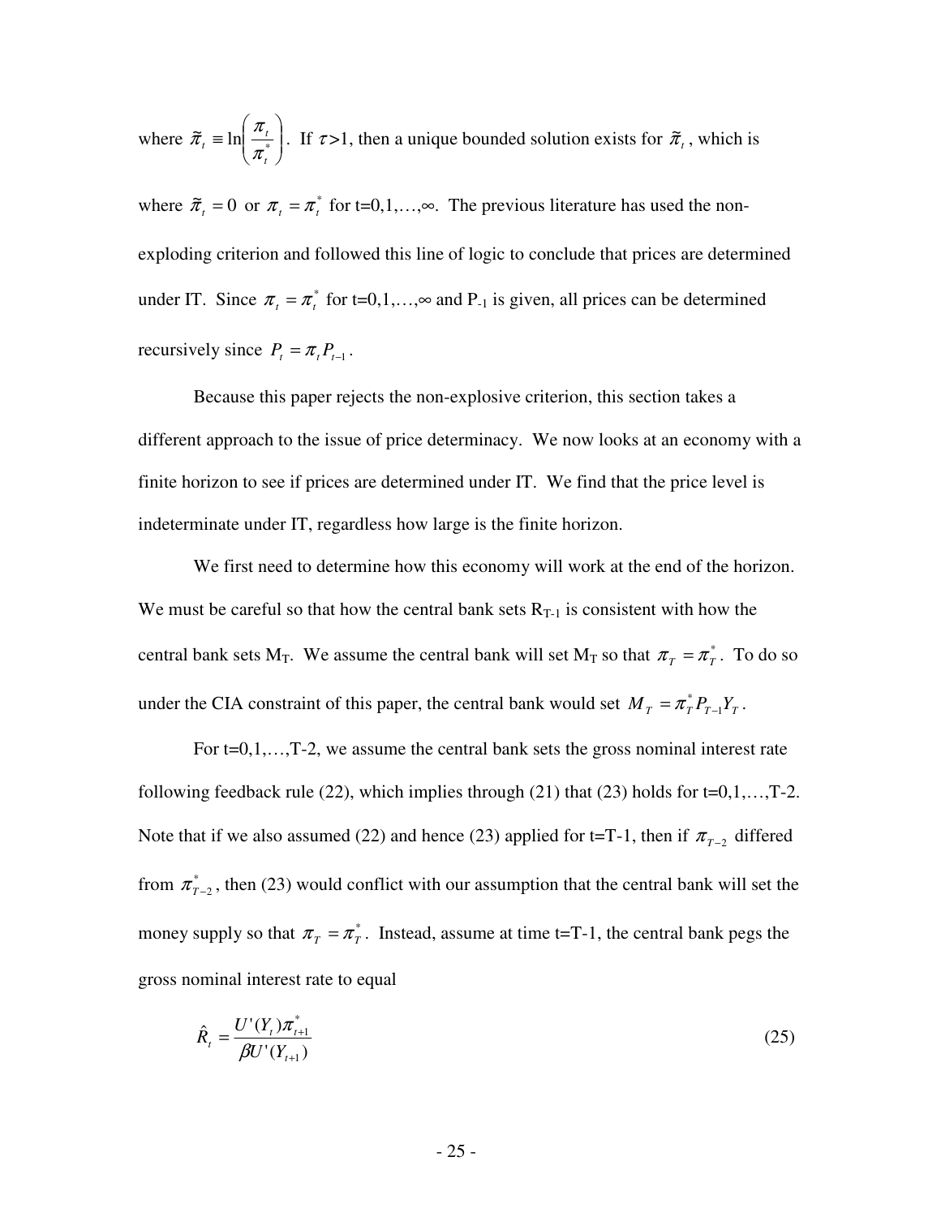where $\tilde{\pi}_t \equiv \ln\left(\frac{\pi_t}{\pi_t^*}\right)$. If $\tau>1$, then a unique bounded solution exists for $\tilde{\pi}_t$, which is where $\tilde{\pi}_t = 0$ or $\pi_t = \pi_t^*$ for t=0,1,…,∞. The previous literature has used the non-exploding criterion and followed this line of logic to conclude that prices are determined under IT. Since $\pi_t = \pi_t^*$ for t=0,1,…,∞ and $P_{-1}$ is given, all prices can be determined recursively since $P_t = \pi_t P_{t-1}$.

Because this paper rejects the non-explosive criterion, this section takes a different approach to the issue of price determinacy. We now looks at an economy with a finite horizon to see if prices are determined under IT. We find that the price level is indeterminate under IT, regardless how large is the finite horizon.

We first need to determine how this economy will work at the end of the horizon. We must be careful so that how the central bank sets $R_{T-1}$ is consistent with how the central bank sets $M_T$. We assume the central bank will set $M_T$ so that $\pi_T = \pi_T^*$. To do so under the CIA constraint of this paper, the central bank would set $M_T = \pi_T^* P_{T-1} Y_T$.

For t=0,1,…,T-2, we assume the central bank sets the gross nominal interest rate following feedback rule (22), which implies through (21) that (23) holds for t=0,1,…,T-2. Note that if we also assumed (22) and hence (23) applied for t=T-1, then if $\pi_{T-2}$ differed from $\pi_{T-2}^*$, then (23) would conflict with our assumption that the central bank will set the money supply so that $\pi_T = \pi_T^*$. Instead, assume at time t=T-1, the central bank pegs the gross nominal interest rate to equal

$$\hat{R}_t = \frac{U'(Y_t)\pi_{t+1}^*}{\beta U'(Y_{t+1})} \tag{25}$$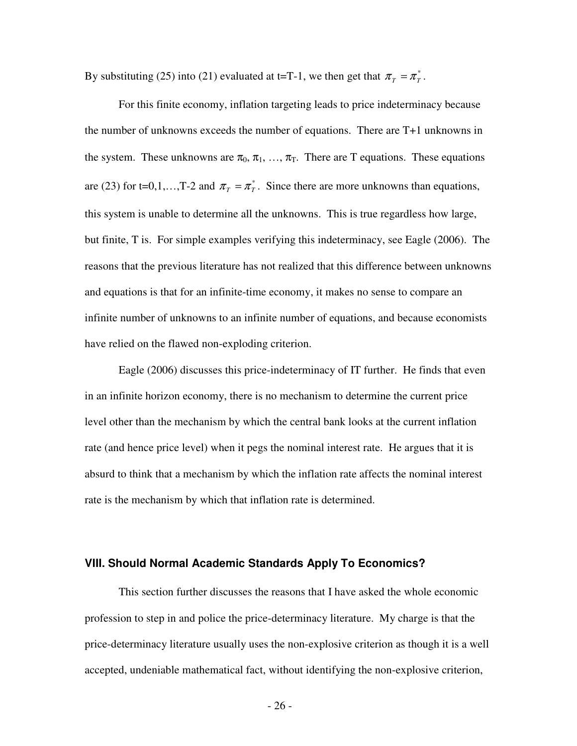By substituting (25) into (21) evaluated at t=T-1, we then get that $\pi_T = \pi_T^*$.

For this finite economy, inflation targeting leads to price indeterminacy because the number of unknowns exceeds the number of equations. There are T+1 unknowns in the system. These unknowns are $\pi_0$, $\pi_1$, …, $\pi_T$. There are T equations. These equations are (23) for t=0,1,…,T-2 and $\pi_T = \pi_T^*$. Since there are more unknowns than equations, this system is unable to determine all the unknowns. This is true regardless how large, but finite, T is. For simple examples verifying this indeterminacy, see Eagle (2006). The reasons that the previous literature has not realized that this difference between unknowns and equations is that for an infinite-time economy, it makes no sense to compare an infinite number of unknowns to an infinite number of equations, and because economists have relied on the flawed non-exploding criterion.

Eagle (2006) discusses this price-indeterminacy of IT further. He finds that even in an infinite horizon economy, there is no mechanism to determine the current price level other than the mechanism by which the central bank looks at the current inflation rate (and hence price level) when it pegs the nominal interest rate. He argues that it is absurd to think that a mechanism by which the inflation rate affects the nominal interest rate is the mechanism by which that inflation rate is determined.

## VIII. Should Normal Academic Standards Apply To Economics?

This section further discusses the reasons that I have asked the whole economic profession to step in and police the price-determinacy literature. My charge is that the price-determinacy literature usually uses the non-explosive criterion as though it is a well accepted, undeniable mathematical fact, without identifying the non-explosive criterion,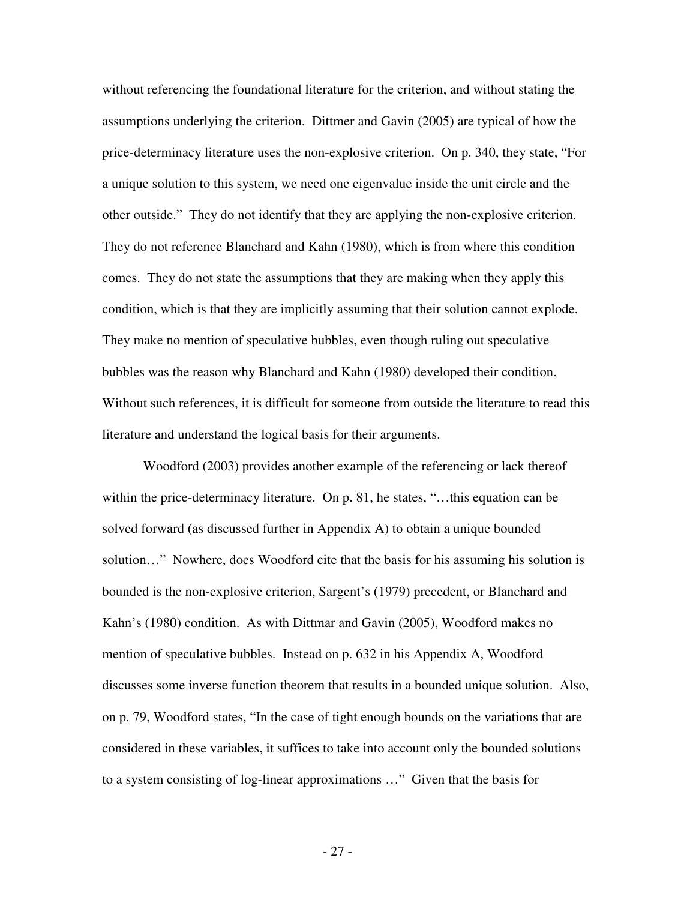without referencing the foundational literature for the criterion, and without stating the assumptions underlying the criterion. Dittmer and Gavin (2005) are typical of how the price-determinacy literature uses the non-explosive criterion. On p. 340, they state, "For a unique solution to this system, we need one eigenvalue inside the unit circle and the other outside." They do not identify that they are applying the non-explosive criterion. They do not reference Blanchard and Kahn (1980), which is from where this condition comes. They do not state the assumptions that they are making when they apply this condition, which is that they are implicitly assuming that their solution cannot explode. They make no mention of speculative bubbles, even though ruling out speculative bubbles was the reason why Blanchard and Kahn (1980) developed their condition. Without such references, it is difficult for someone from outside the literature to read this literature and understand the logical basis for their arguments.

Woodford (2003) provides another example of the referencing or lack thereof within the price-determinacy literature. On p. 81, he states, "…this equation can be solved forward (as discussed further in Appendix A) to obtain a unique bounded solution…" Nowhere, does Woodford cite that the basis for his assuming his solution is bounded is the non-explosive criterion, Sargent's (1979) precedent, or Blanchard and Kahn's (1980) condition. As with Dittmar and Gavin (2005), Woodford makes no mention of speculative bubbles. Instead on p. 632 in his Appendix A, Woodford discusses some inverse function theorem that results in a bounded unique solution. Also, on p. 79, Woodford states, "In the case of tight enough bounds on the variations that are considered in these variables, it suffices to take into account only the bounded solutions to a system consisting of log-linear approximations …" Given that the basis for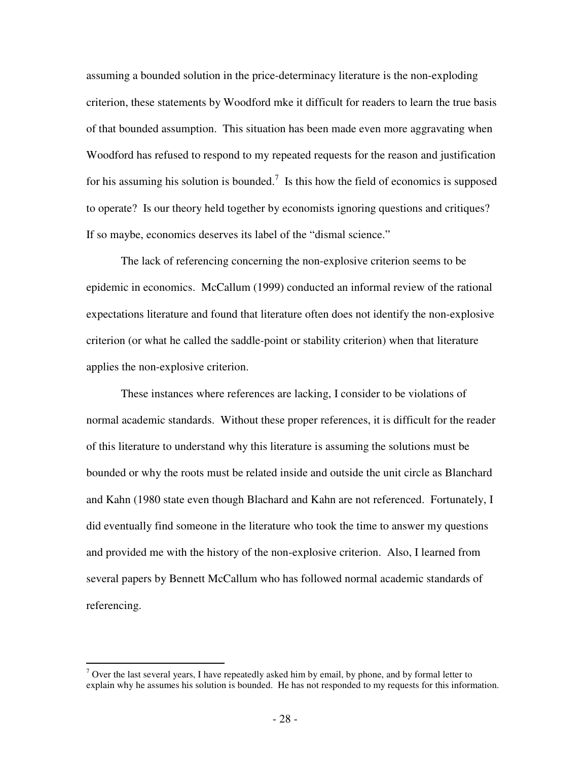assuming a bounded solution in the price-determinacy literature is the non-exploding criterion, these statements by Woodford mke it difficult for readers to learn the true basis of that bounded assumption. This situation has been made even more aggravating when Woodford has refused to respond to my repeated requests for the reason and justification for his assuming his solution is bounded.[7] Is this how the field of economics is supposed to operate? Is our theory held together by economists ignoring questions and critiques? If so maybe, economics deserves its label of the "dismal science."

The lack of referencing concerning the non-explosive criterion seems to be epidemic in economics. McCallum (1999) conducted an informal review of the rational expectations literature and found that literature often does not identify the non-explosive criterion (or what he called the saddle-point or stability criterion) when that literature applies the non-explosive criterion.

These instances where references are lacking, I consider to be violations of normal academic standards. Without these proper references, it is difficult for the reader of this literature to understand why this literature is assuming the solutions must be bounded or why the roots must be related inside and outside the unit circle as Blanchard and Kahn (1980 state even though Blachard and Kahn are not referenced. Fortunately, I did eventually find someone in the literature who took the time to answer my questions and provided me with the history of the non-explosive criterion. Also, I learned from several papers by Bennett McCallum who has followed normal academic standards of referencing.

[7] Over the last several years, I have repeatedly asked him by email, by phone, and by formal letter to explain why he assumes his solution is bounded. He has not responded to my requests for this information.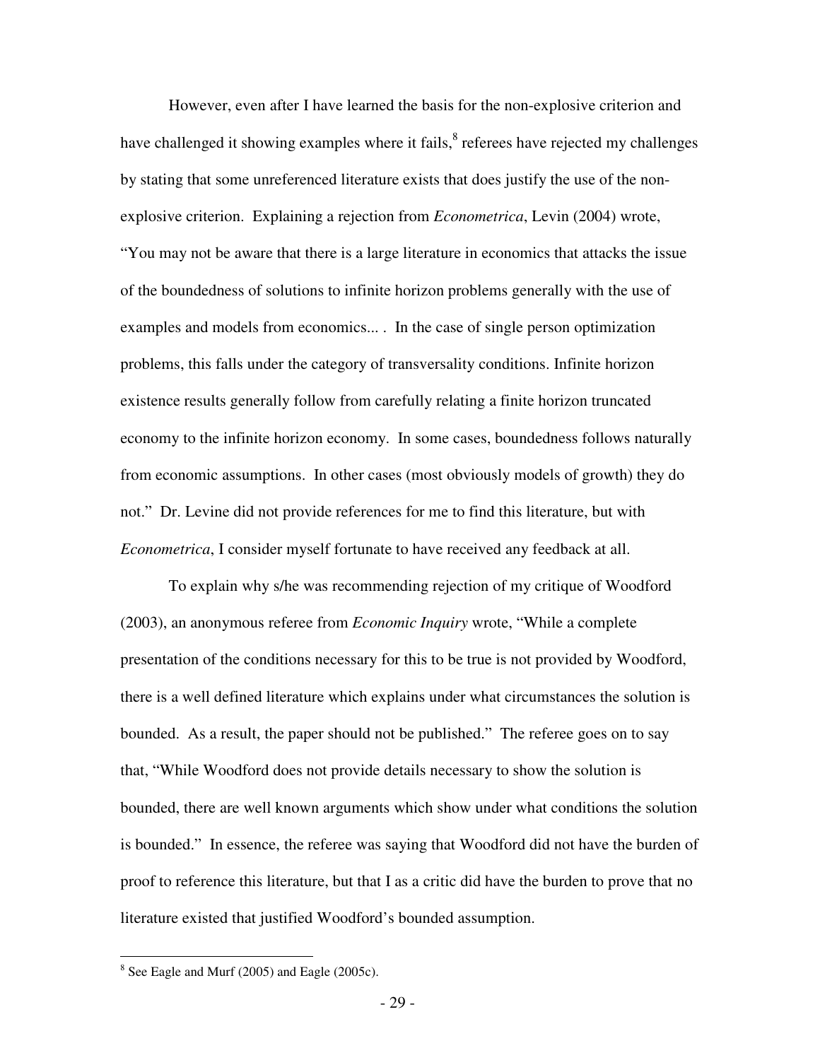However, even after I have learned the basis for the non-explosive criterion and have challenged it showing examples where it fails,[8] referees have rejected my challenges by stating that some unreferenced literature exists that does justify the use of the non-explosive criterion. Explaining a rejection from *Econometrica*, Levin (2004) wrote, "You may not be aware that there is a large literature in economics that attacks the issue of the boundedness of solutions to infinite horizon problems generally with the use of examples and models from economics... . In the case of single person optimization problems, this falls under the category of transversality conditions. Infinite horizon existence results generally follow from carefully relating a finite horizon truncated economy to the infinite horizon economy. In some cases, boundedness follows naturally from economic assumptions. In other cases (most obviously models of growth) they do not." Dr. Levine did not provide references for me to find this literature, but with *Econometrica*, I consider myself fortunate to have received any feedback at all.

To explain why s/he was recommending rejection of my critique of Woodford (2003), an anonymous referee from *Economic Inquiry* wrote, "While a complete presentation of the conditions necessary for this to be true is not provided by Woodford, there is a well defined literature which explains under what circumstances the solution is bounded. As a result, the paper should not be published." The referee goes on to say that, "While Woodford does not provide details necessary to show the solution is bounded, there are well known arguments which show under what conditions the solution is bounded." In essence, the referee was saying that Woodford did not have the burden of proof to reference this literature, but that I as a critic did have the burden to prove that no literature existed that justified Woodford's bounded assumption.

---

[8] See Eagle and Murf (2005) and Eagle (2005c).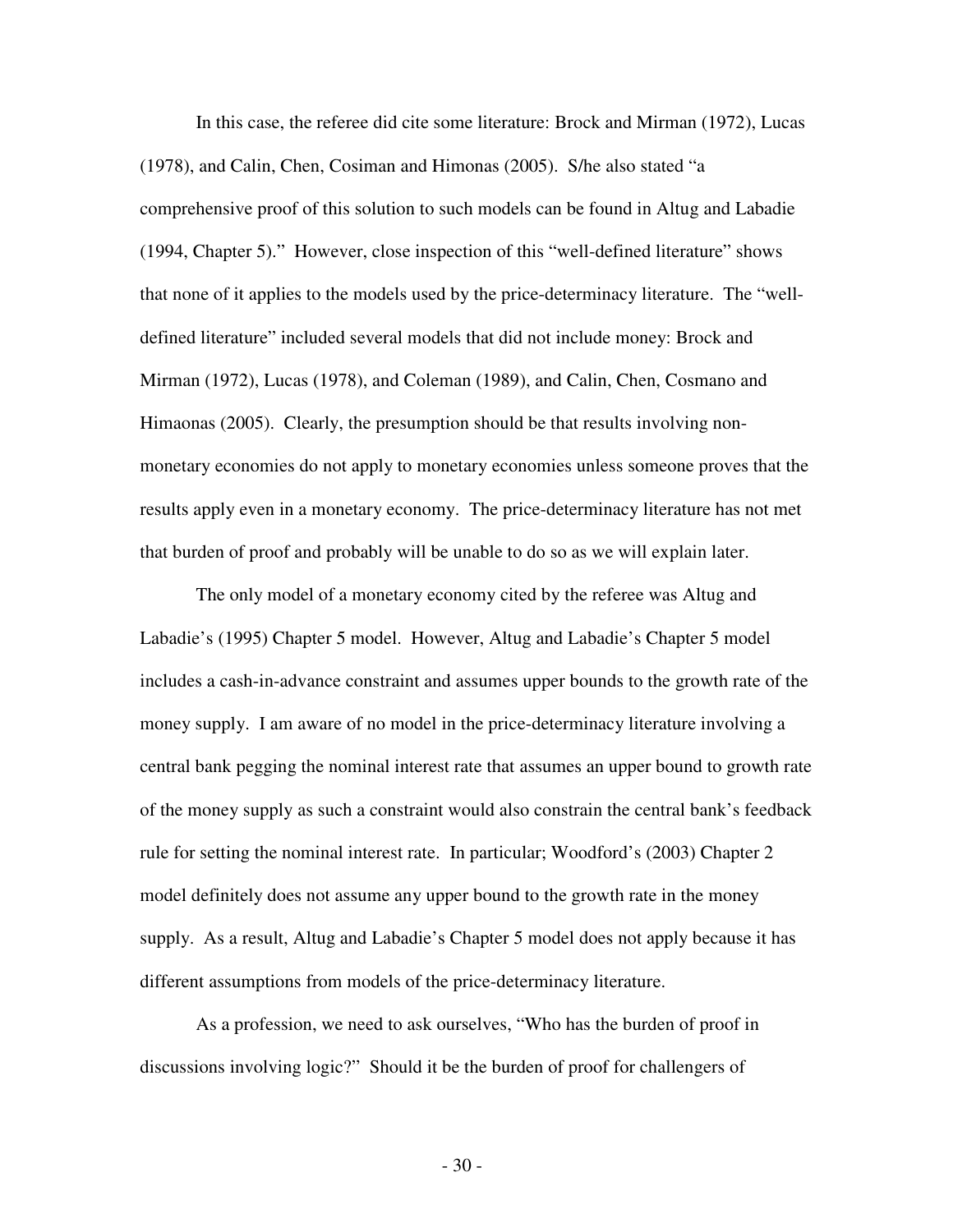In this case, the referee did cite some literature: Brock and Mirman (1972), Lucas (1978), and Calin, Chen, Cosiman and Himonas (2005). S/he also stated "a comprehensive proof of this solution to such models can be found in Altug and Labadie (1994, Chapter 5)." However, close inspection of this "well-defined literature" shows that none of it applies to the models used by the price-determinacy literature. The "well-defined literature" included several models that did not include money: Brock and Mirman (1972), Lucas (1978), and Coleman (1989), and Calin, Chen, Cosmano and Himaonas (2005). Clearly, the presumption should be that results involving non-monetary economies do not apply to monetary economies unless someone proves that the results apply even in a monetary economy. The price-determinacy literature has not met that burden of proof and probably will be unable to do so as we will explain later.

The only model of a monetary economy cited by the referee was Altug and Labadie's (1995) Chapter 5 model. However, Altug and Labadie's Chapter 5 model includes a cash-in-advance constraint and assumes upper bounds to the growth rate of the money supply. I am aware of no model in the price-determinacy literature involving a central bank pegging the nominal interest rate that assumes an upper bound to growth rate of the money supply as such a constraint would also constrain the central bank's feedback rule for setting the nominal interest rate. In particular; Woodford's (2003) Chapter 2 model definitely does not assume any upper bound to the growth rate in the money supply. As a result, Altug and Labadie's Chapter 5 model does not apply because it has different assumptions from models of the price-determinacy literature.

As a profession, we need to ask ourselves, "Who has the burden of proof in discussions involving logic?" Should it be the burden of proof for challengers of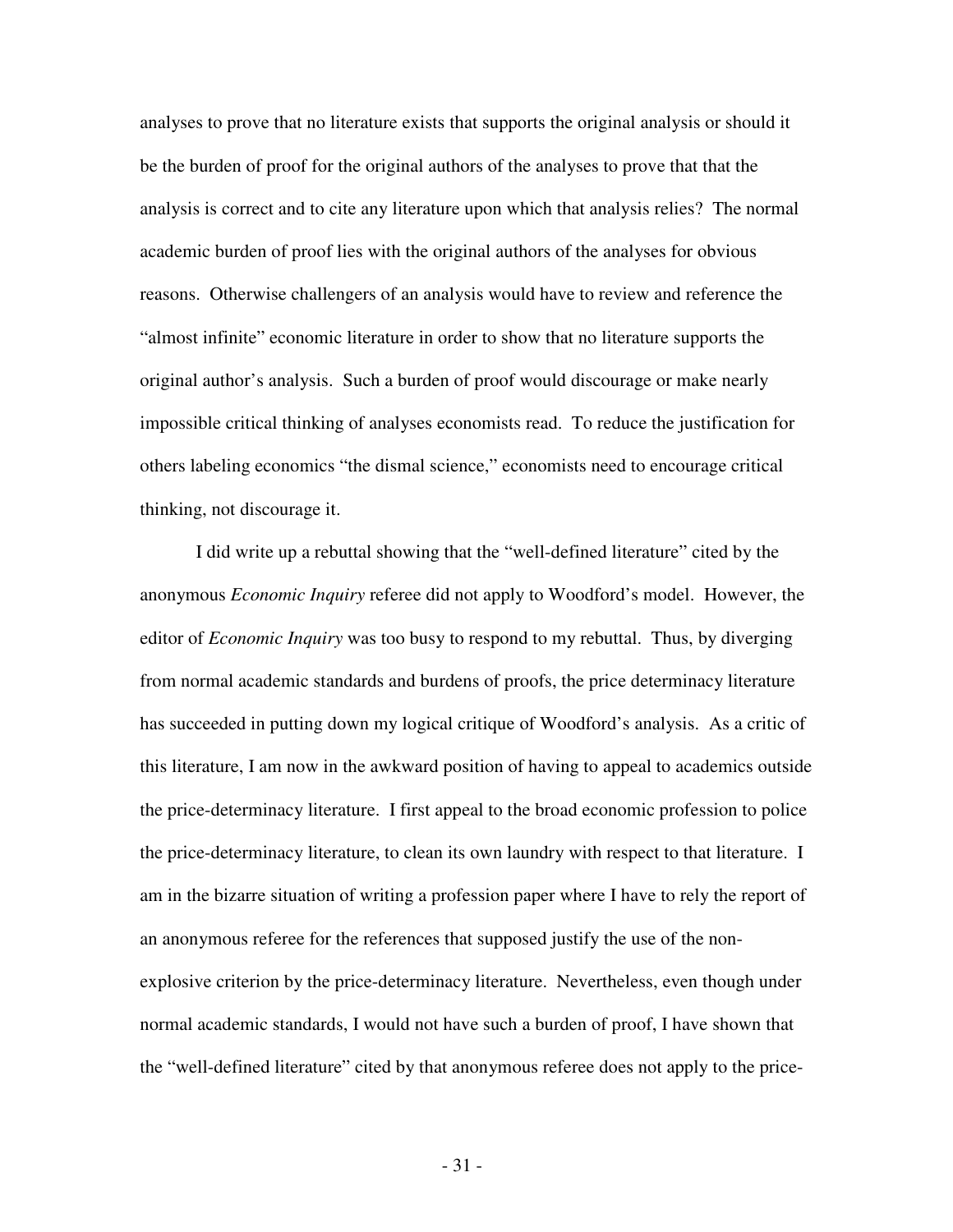analyses to prove that no literature exists that supports the original analysis or should it be the burden of proof for the original authors of the analyses to prove that that the analysis is correct and to cite any literature upon which that analysis relies? The normal academic burden of proof lies with the original authors of the analyses for obvious reasons. Otherwise challengers of an analysis would have to review and reference the "almost infinite" economic literature in order to show that no literature supports the original author's analysis. Such a burden of proof would discourage or make nearly impossible critical thinking of analyses economists read. To reduce the justification for others labeling economics "the dismal science," economists need to encourage critical thinking, not discourage it.

I did write up a rebuttal showing that the "well-defined literature" cited by the anonymous *Economic Inquiry* referee did not apply to Woodford's model. However, the editor of *Economic Inquiry* was too busy to respond to my rebuttal. Thus, by diverging from normal academic standards and burdens of proofs, the price determinacy literature has succeeded in putting down my logical critique of Woodford's analysis. As a critic of this literature, I am now in the awkward position of having to appeal to academics outside the price-determinacy literature. I first appeal to the broad economic profession to police the price-determinacy literature, to clean its own laundry with respect to that literature. I am in the bizarre situation of writing a profession paper where I have to rely the report of an anonymous referee for the references that supposed justify the use of the non-explosive criterion by the price-determinacy literature. Nevertheless, even though under normal academic standards, I would not have such a burden of proof, I have shown that the "well-defined literature" cited by that anonymous referee does not apply to the price-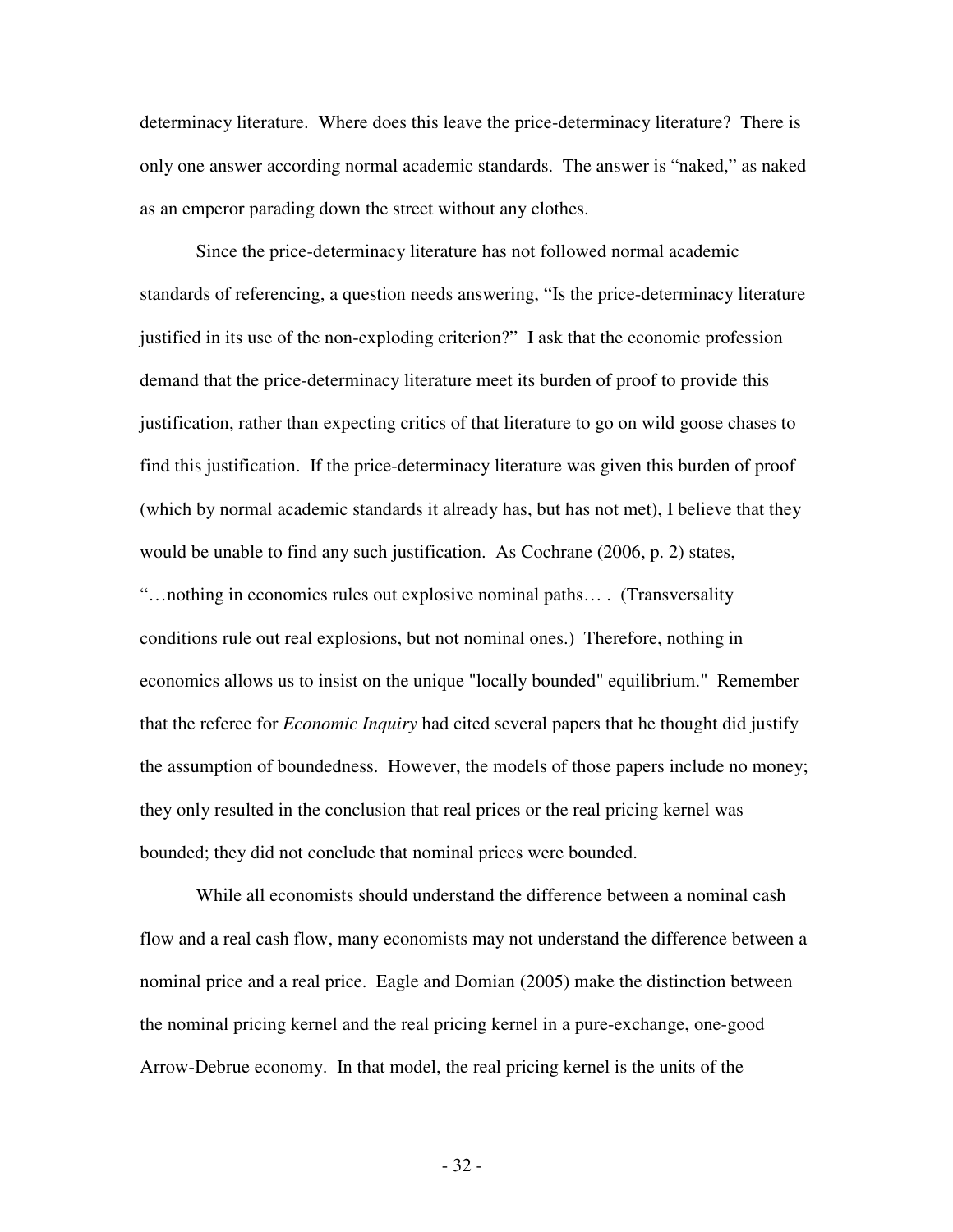determinacy literature. Where does this leave the price-determinacy literature? There is only one answer according normal academic standards. The answer is "naked," as naked as an emperor parading down the street without any clothes.

Since the price-determinacy literature has not followed normal academic standards of referencing, a question needs answering, "Is the price-determinacy literature justified in its use of the non-exploding criterion?" I ask that the economic profession demand that the price-determinacy literature meet its burden of proof to provide this justification, rather than expecting critics of that literature to go on wild goose chases to find this justification. If the price-determinacy literature was given this burden of proof (which by normal academic standards it already has, but has not met), I believe that they would be unable to find any such justification. As Cochrane (2006, p. 2) states, "…nothing in economics rules out explosive nominal paths… . (Transversality conditions rule out real explosions, but not nominal ones.) Therefore, nothing in economics allows us to insist on the unique "locally bounded" equilibrium." Remember that the referee for *Economic Inquiry* had cited several papers that he thought did justify the assumption of boundedness. However, the models of those papers include no money; they only resulted in the conclusion that real prices or the real pricing kernel was bounded; they did not conclude that nominal prices were bounded.

While all economists should understand the difference between a nominal cash flow and a real cash flow, many economists may not understand the difference between a nominal price and a real price. Eagle and Domian (2005) make the distinction between the nominal pricing kernel and the real pricing kernel in a pure-exchange, one-good Arrow-Debrue economy. In that model, the real pricing kernel is the units of the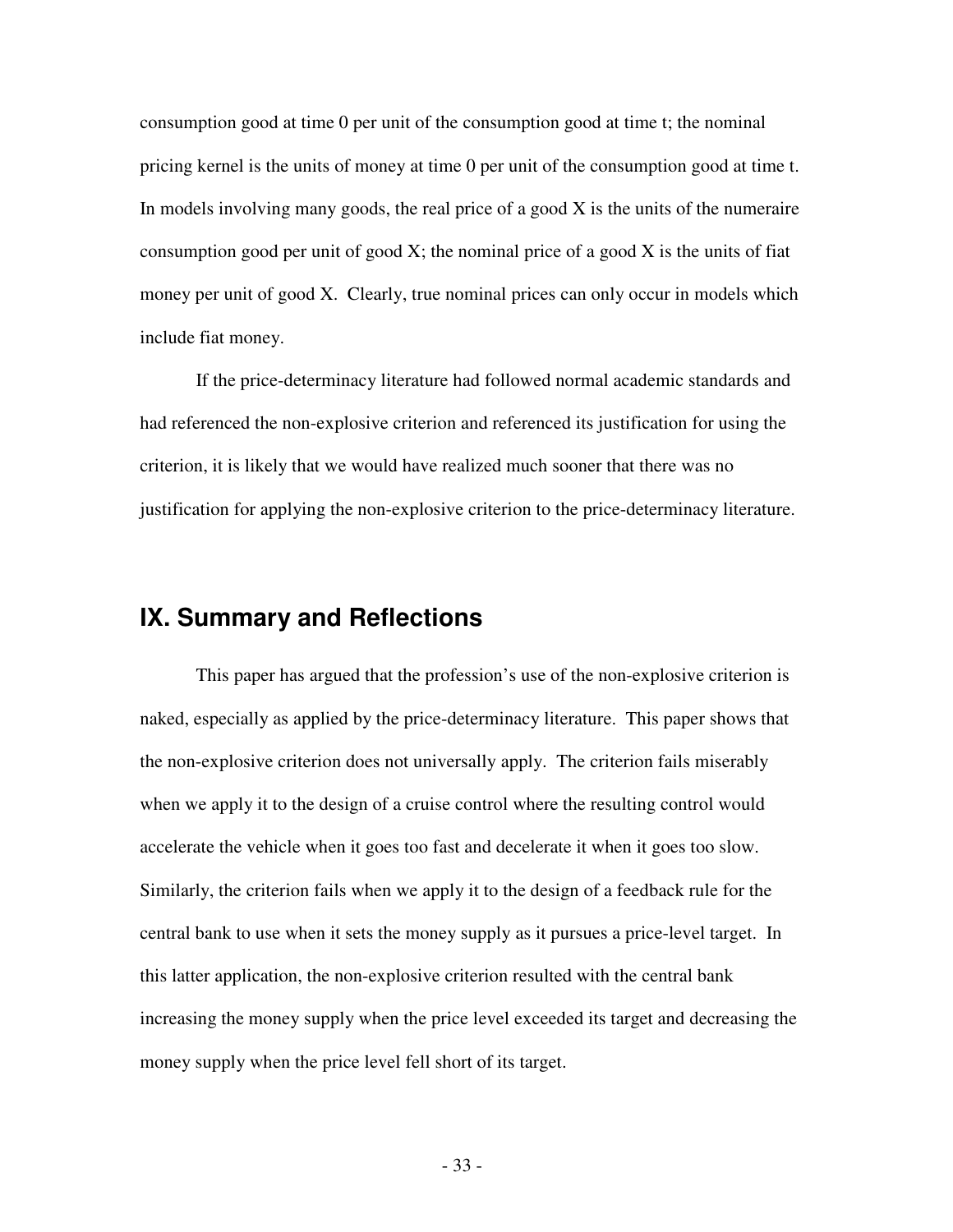consumption good at time 0 per unit of the consumption good at time t; the nominal pricing kernel is the units of money at time 0 per unit of the consumption good at time t. In models involving many goods, the real price of a good X is the units of the numeraire consumption good per unit of good X; the nominal price of a good X is the units of fiat money per unit of good X. Clearly, true nominal prices can only occur in models which include fiat money.

If the price-determinacy literature had followed normal academic standards and had referenced the non-explosive criterion and referenced its justification for using the criterion, it is likely that we would have realized much sooner that there was no justification for applying the non-explosive criterion to the price-determinacy literature.

## IX. Summary and Reflections

This paper has argued that the profession's use of the non-explosive criterion is naked, especially as applied by the price-determinacy literature. This paper shows that the non-explosive criterion does not universally apply. The criterion fails miserably when we apply it to the design of a cruise control where the resulting control would accelerate the vehicle when it goes too fast and decelerate it when it goes too slow. Similarly, the criterion fails when we apply it to the design of a feedback rule for the central bank to use when it sets the money supply as it pursues a price-level target. In this latter application, the non-explosive criterion resulted with the central bank increasing the money supply when the price level exceeded its target and decreasing the money supply when the price level fell short of its target.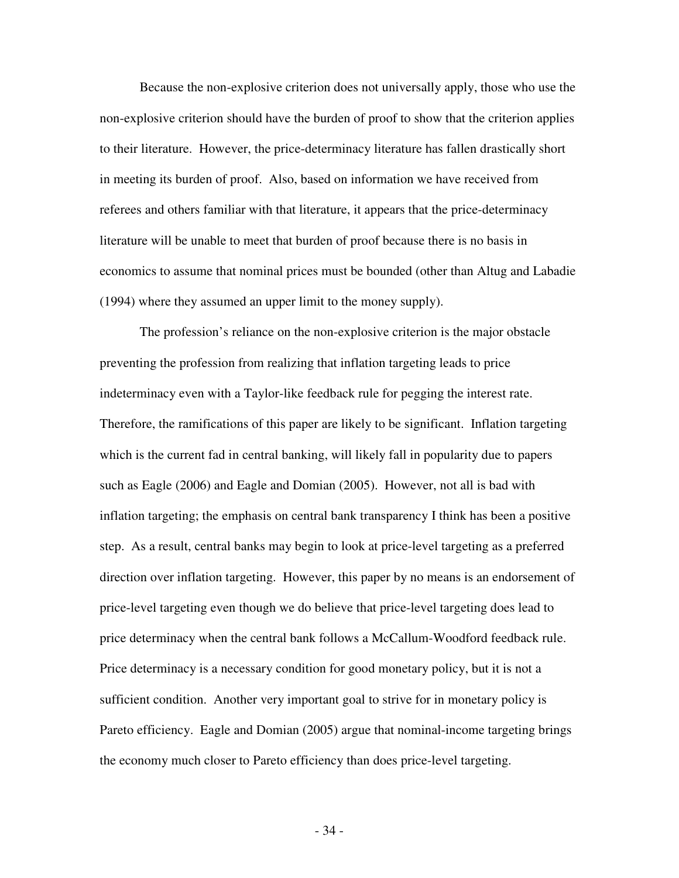Because the non-explosive criterion does not universally apply, those who use the non-explosive criterion should have the burden of proof to show that the criterion applies to their literature. However, the price-determinacy literature has fallen drastically short in meeting its burden of proof. Also, based on information we have received from referees and others familiar with that literature, it appears that the price-determinacy literature will be unable to meet that burden of proof because there is no basis in economics to assume that nominal prices must be bounded (other than Altug and Labadie (1994) where they assumed an upper limit to the money supply).

The profession's reliance on the non-explosive criterion is the major obstacle preventing the profession from realizing that inflation targeting leads to price indeterminacy even with a Taylor-like feedback rule for pegging the interest rate. Therefore, the ramifications of this paper are likely to be significant. Inflation targeting which is the current fad in central banking, will likely fall in popularity due to papers such as Eagle (2006) and Eagle and Domian (2005). However, not all is bad with inflation targeting; the emphasis on central bank transparency I think has been a positive step. As a result, central banks may begin to look at price-level targeting as a preferred direction over inflation targeting. However, this paper by no means is an endorsement of price-level targeting even though we do believe that price-level targeting does lead to price determinacy when the central bank follows a McCallum-Woodford feedback rule. Price determinacy is a necessary condition for good monetary policy, but it is not a sufficient condition. Another very important goal to strive for in monetary policy is Pareto efficiency. Eagle and Domian (2005) argue that nominal-income targeting brings the economy much closer to Pareto efficiency than does price-level targeting.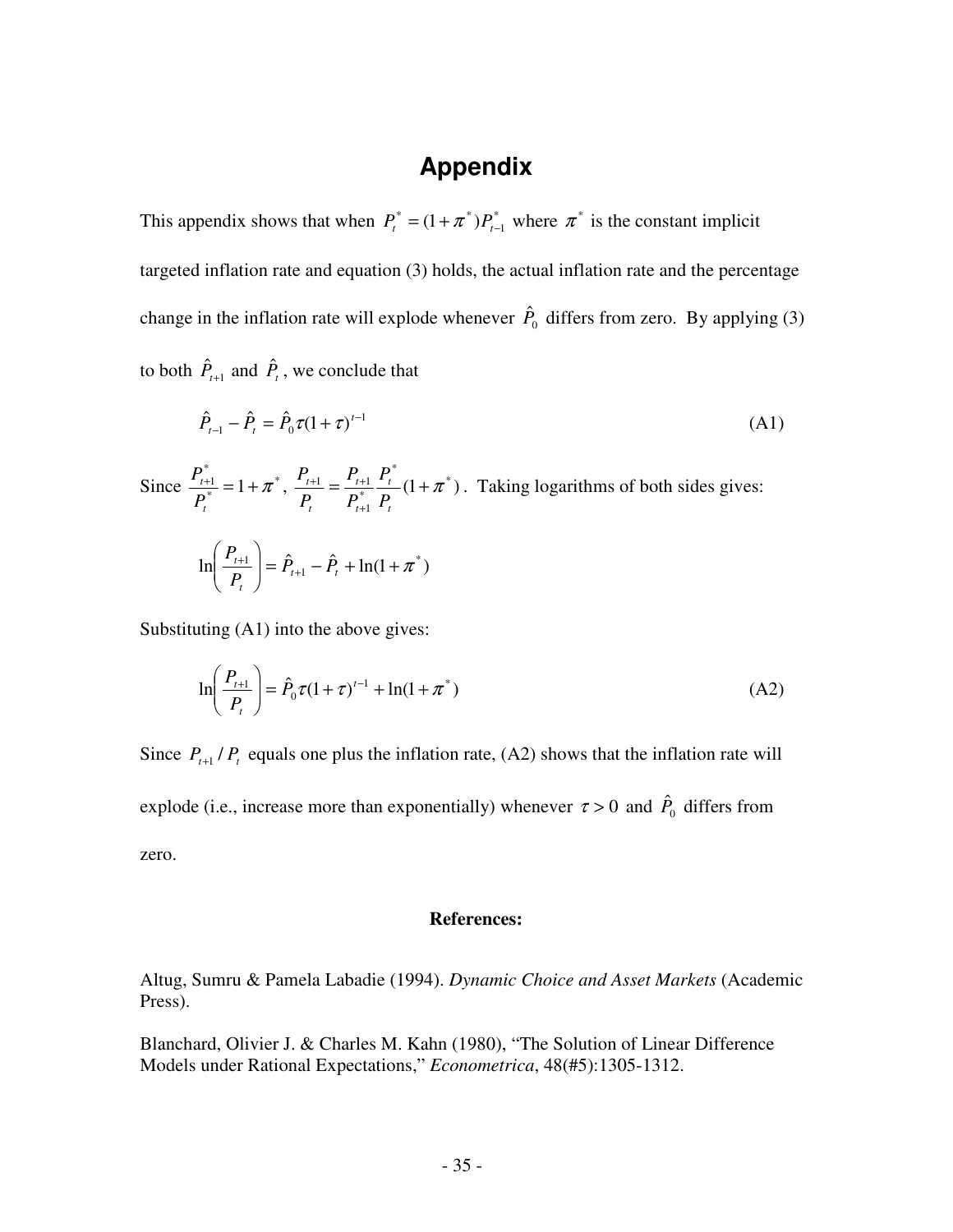# Appendix

This appendix shows that when $P_t^* = (1+\pi^*)P_{t-1}^*$ where $\pi^*$ is the constant implicit targeted inflation rate and equation (3) holds, the actual inflation rate and the percentage change in the inflation rate will explode whenever $\hat{P}_0$ differs from zero. By applying (3) to both $\hat{P}_{t+1}$ and $\hat{P}_t$, we conclude that

$$\hat{P}_{t-1} - \hat{P}_t = \hat{P}_0 \tau (1+\tau)^{t-1} \tag{A1}$$

Since $\dfrac{P_{t+1}^*}{P_t^*} = 1+\pi^*$, $\dfrac{P_{t+1}}{P_t} = \dfrac{P_{t+1}}{P_{t+1}^*}\dfrac{P_t^*}{P_t}(1+\pi^*)$. Taking logarithms of both sides gives:

$$\ln\left(\frac{P_{t+1}}{P_t}\right) = \hat{P}_{t+1} - \hat{P}_t + \ln(1+\pi^*)$$

Substituting (A1) into the above gives:

$$\ln\left(\frac{P_{t+1}}{P_t}\right) = \hat{P}_0 \tau (1+\tau)^{t-1} + \ln(1+\pi^*) \tag{A2}$$

Since $P_{t+1}/P_t$ equals one plus the inflation rate, (A2) shows that the inflation rate will explode (i.e., increase more than exponentially) whenever $\tau > 0$ and $\hat{P}_0$ differs from zero.

### References:

Altug, Sumru & Pamela Labadie (1994). *Dynamic Choice and Asset Markets* (Academic Press).

Blanchard, Olivier J. & Charles M. Kahn (1980), "The Solution of Linear Difference Models under Rational Expectations," *Econometrica*, 48(#5):1305-1312.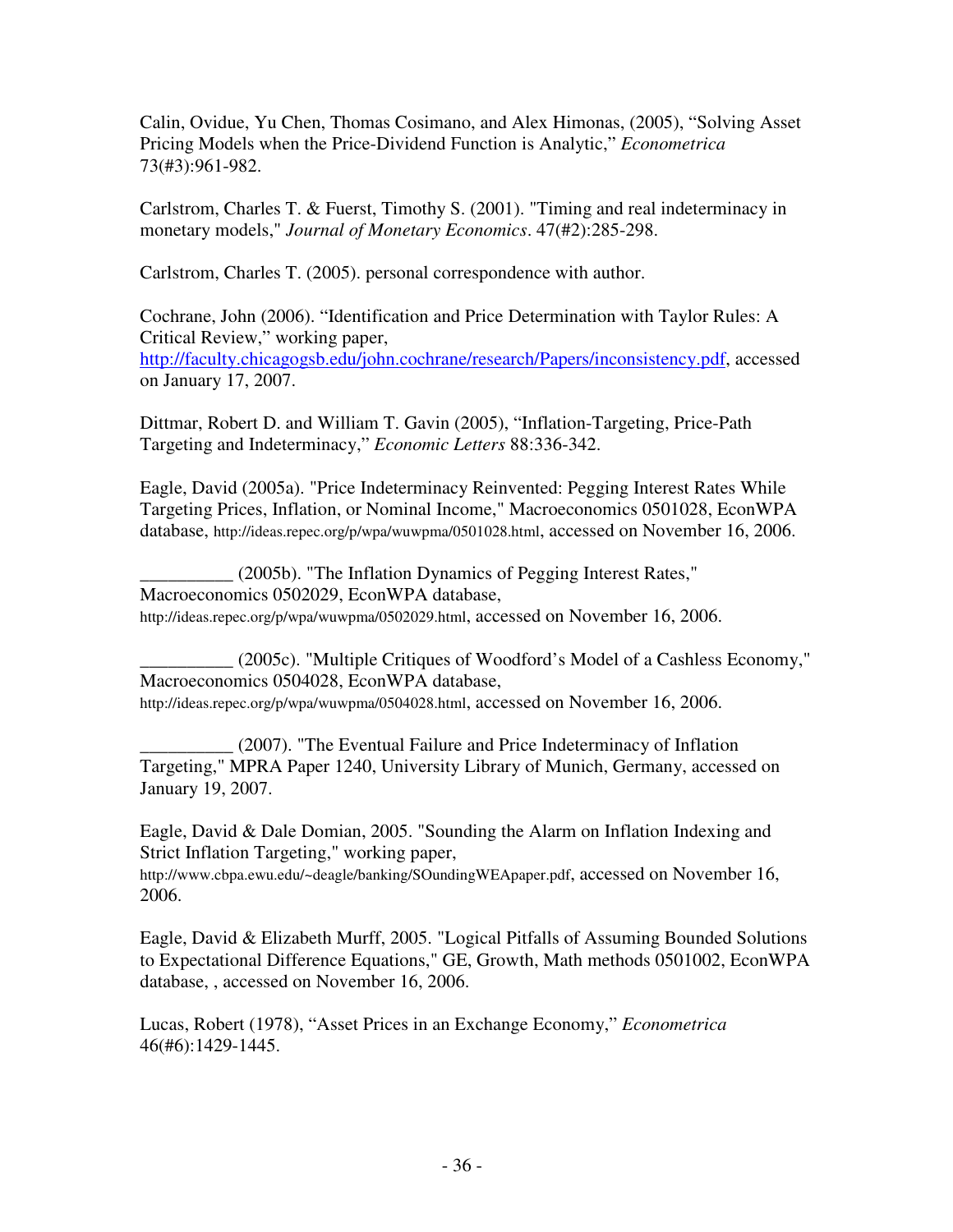Calin, Ovidue, Yu Chen, Thomas Cosimano, and Alex Himonas, (2005), "Solving Asset Pricing Models when the Price-Dividend Function is Analytic," *Econometrica* 73(#3):961-982.

Carlstrom, Charles T. & Fuerst, Timothy S. (2001). "Timing and real indeterminacy in monetary models," *Journal of Monetary Economics*. 47(#2):285-298.

Carlstrom, Charles T. (2005). personal correspondence with author.

Cochrane, John (2006). "Identification and Price Determination with Taylor Rules: A Critical Review," working paper, http://faculty.chicagogsb.edu/john.cochrane/research/Papers/inconsistency.pdf, accessed on January 17, 2007.

Dittmar, Robert D. and William T. Gavin (2005), "Inflation-Targeting, Price-Path Targeting and Indeterminacy," *Economic Letters* 88:336-342.

Eagle, David (2005a). "Price Indeterminacy Reinvented: Pegging Interest Rates While Targeting Prices, Inflation, or Nominal Income," Macroeconomics 0501028, EconWPA database, http://ideas.repec.org/p/wpa/wuwpma/0501028.html, accessed on November 16, 2006.

__________ (2005b). "The Inflation Dynamics of Pegging Interest Rates," Macroeconomics 0502029, EconWPA database, http://ideas.repec.org/p/wpa/wuwpma/0502029.html, accessed on November 16, 2006.

__________ (2005c). "Multiple Critiques of Woodford's Model of a Cashless Economy," Macroeconomics 0504028, EconWPA database, http://ideas.repec.org/p/wpa/wuwpma/0504028.html, accessed on November 16, 2006.

__________ (2007). "The Eventual Failure and Price Indeterminacy of Inflation Targeting," MPRA Paper 1240, University Library of Munich, Germany, accessed on January 19, 2007.

Eagle, David & Dale Domian, 2005. "Sounding the Alarm on Inflation Indexing and Strict Inflation Targeting," working paper, http://www.cbpa.ewu.edu/~deagle/banking/SOundingWEApaper.pdf, accessed on November 16, 2006.

Eagle, David & Elizabeth Murff, 2005. "Logical Pitfalls of Assuming Bounded Solutions to Expectational Difference Equations," GE, Growth, Math methods 0501002, EconWPA database, , accessed on November 16, 2006.

Lucas, Robert (1978), "Asset Prices in an Exchange Economy," *Econometrica* 46(#6):1429-1445.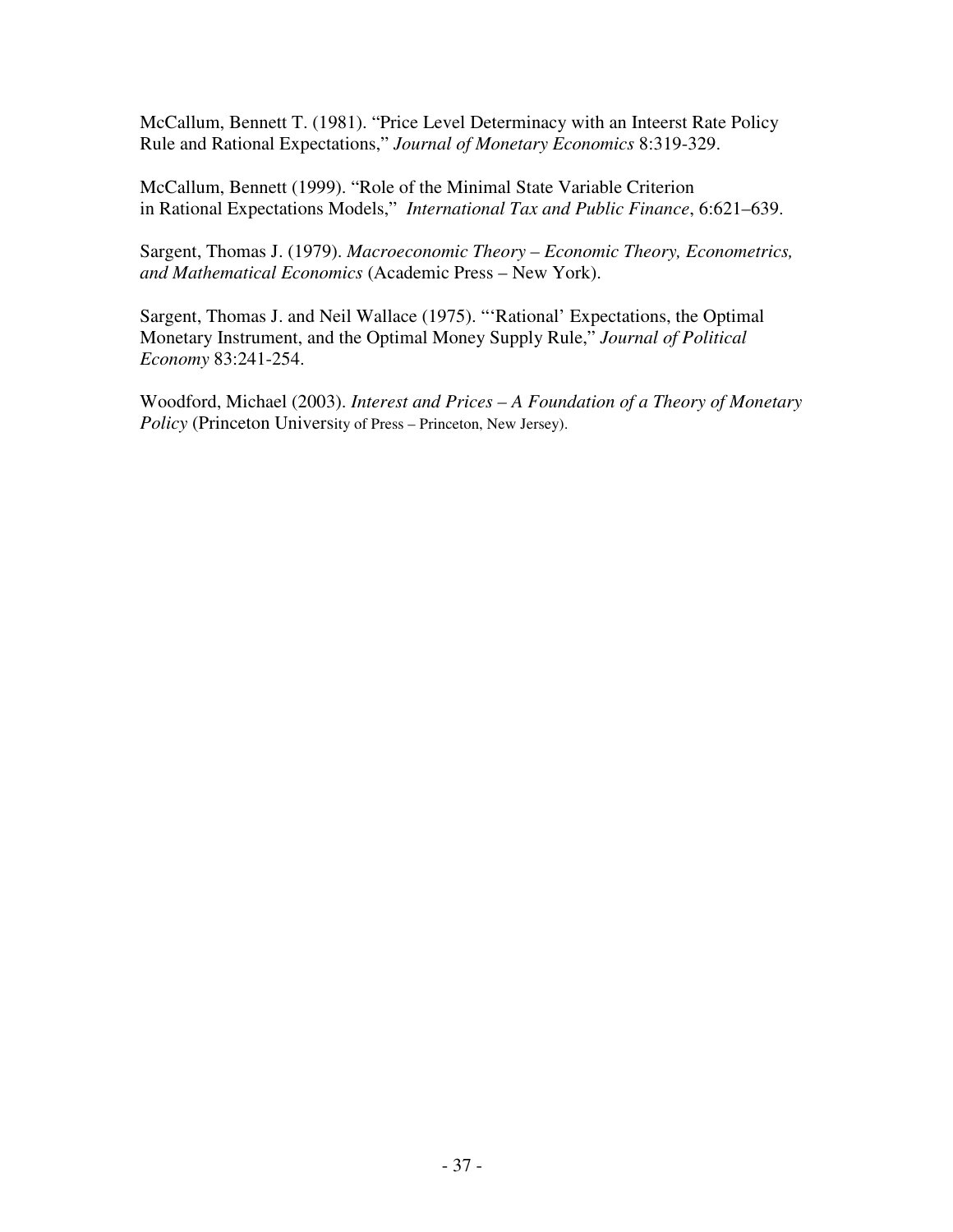McCallum, Bennett T. (1981). "Price Level Determinacy with an Inteerst Rate Policy Rule and Rational Expectations," *Journal of Monetary Economics* 8:319-329.

McCallum, Bennett (1999). "Role of the Minimal State Variable Criterion in Rational Expectations Models," *International Tax and Public Finance*, 6:621–639.

Sargent, Thomas J. (1979). *Macroeconomic Theory – Economic Theory, Econometrics, and Mathematical Economics* (Academic Press – New York).

Sargent, Thomas J. and Neil Wallace (1975). "'Rational' Expectations, the Optimal Monetary Instrument, and the Optimal Money Supply Rule," *Journal of Political Economy* 83:241-254.

Woodford, Michael (2003). *Interest and Prices – A Foundation of a Theory of Monetary Policy* (Princeton University of Press – Princeton, New Jersey).